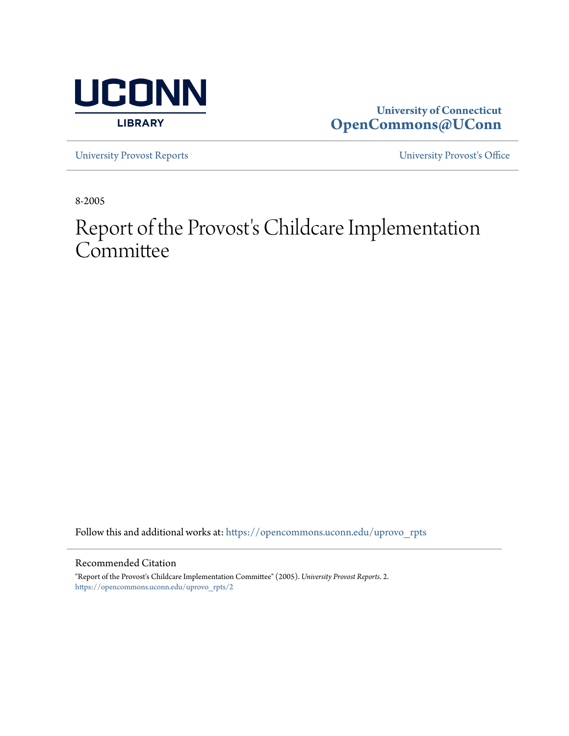University of Connecticut
**OpenCommons@UConn**

University Provost Reports | University Provost's Office

8-2005

# Report of the Provost's Childcare Implementation Committee

Follow this and additional works at: https://opencommons.uconn.edu/uprovo_rpts

## Recommended Citation

"Report of the Provost's Childcare Implementation Committee" (2005). *University Provost Reports*. 2.
https://opencommons.uconn.edu/uprovo_rpts/2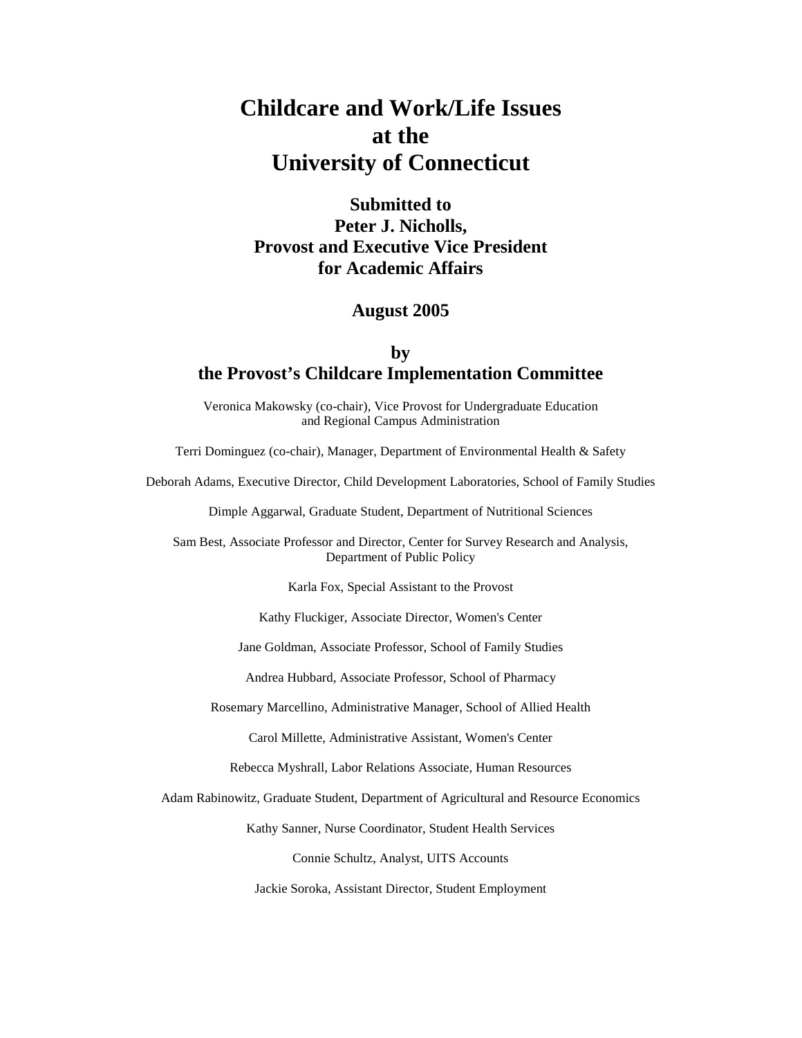# Childcare and Work/Life Issues at the University of Connecticut

**Submitted to**
**Peter J. Nicholls,**
**Provost and Executive Vice President for Academic Affairs**

**August 2005**

**by**
**the Provost's Childcare Implementation Committee**

Veronica Makowsky (co-chair), Vice Provost for Undergraduate Education and Regional Campus Administration

Terri Dominguez (co-chair), Manager, Department of Environmental Health & Safety

Deborah Adams, Executive Director, Child Development Laboratories, School of Family Studies

Dimple Aggarwal, Graduate Student, Department of Nutritional Sciences

Sam Best, Associate Professor and Director, Center for Survey Research and Analysis, Department of Public Policy

Karla Fox, Special Assistant to the Provost

Kathy Fluckiger, Associate Director, Women's Center

Jane Goldman, Associate Professor, School of Family Studies

Andrea Hubbard, Associate Professor, School of Pharmacy

Rosemary Marcellino, Administrative Manager, School of Allied Health

Carol Millette, Administrative Assistant, Women's Center

Rebecca Myshrall, Labor Relations Associate, Human Resources

Adam Rabinowitz, Graduate Student, Department of Agricultural and Resource Economics

Kathy Sanner, Nurse Coordinator, Student Health Services

Connie Schultz, Analyst, UITS Accounts

Jackie Soroka, Assistant Director, Student Employment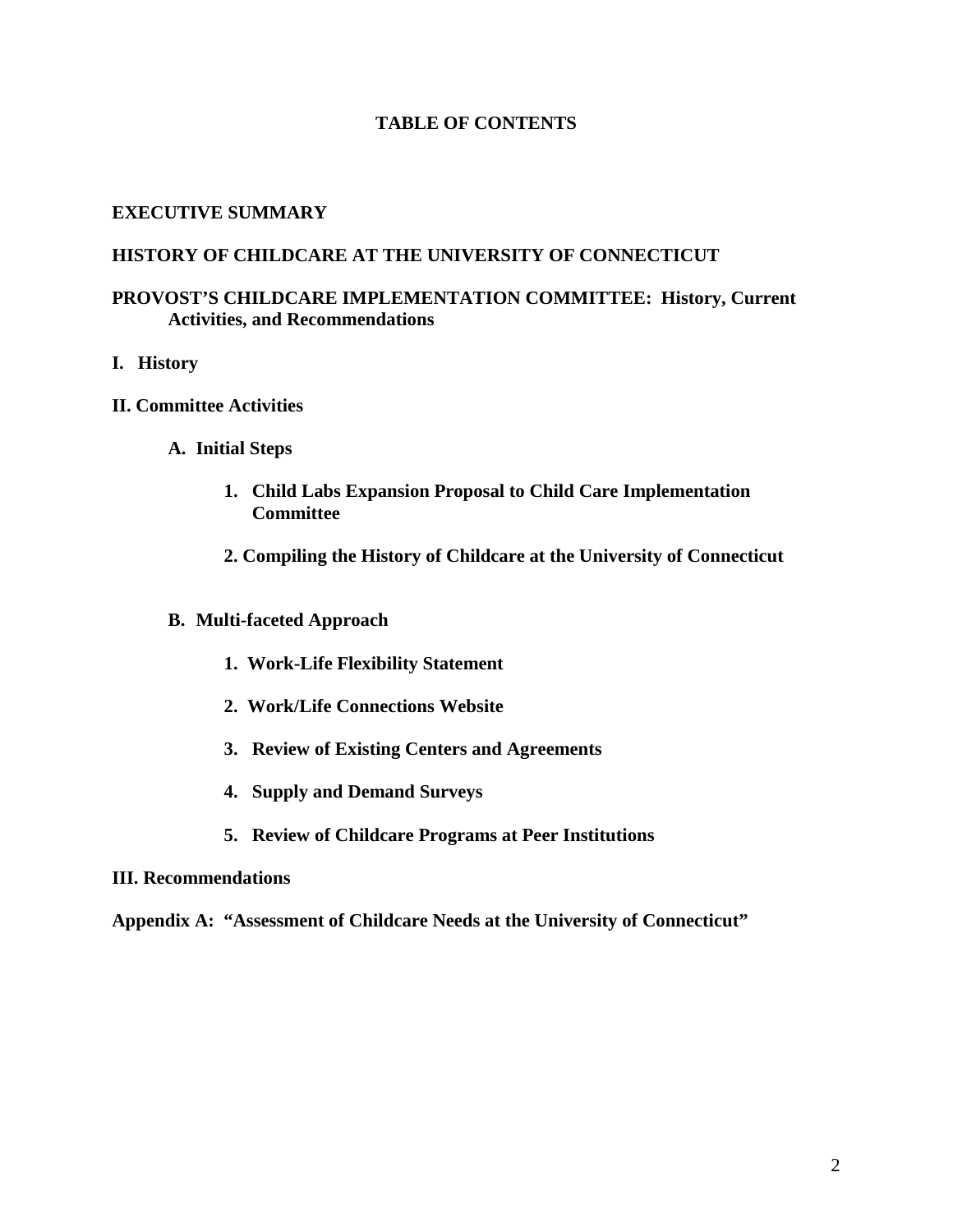# TABLE OF CONTENTS

**EXECUTIVE SUMMARY**

**HISTORY OF CHILDCARE AT THE UNIVERSITY OF CONNECTICUT**

**PROVOST'S CHILDCARE IMPLEMENTATION COMMITTEE: History, Current Activities, and Recommendations**

**I. History**

**II. Committee Activities**

- **A. Initial Steps**
  1. **Child Labs Expansion Proposal to Child Care Implementation Committee**
  2. **Compiling the History of Childcare at the University of Connecticut**
- **B. Multi-faceted Approach**
  1. **Work-Life Flexibility Statement**
  2. **Work/Life Connections Website**
  3. **Review of Existing Centers and Agreements**
  4. **Supply and Demand Surveys**
  5. **Review of Childcare Programs at Peer Institutions**

**III. Recommendations**

**Appendix A: "Assessment of Childcare Needs at the University of Connecticut"**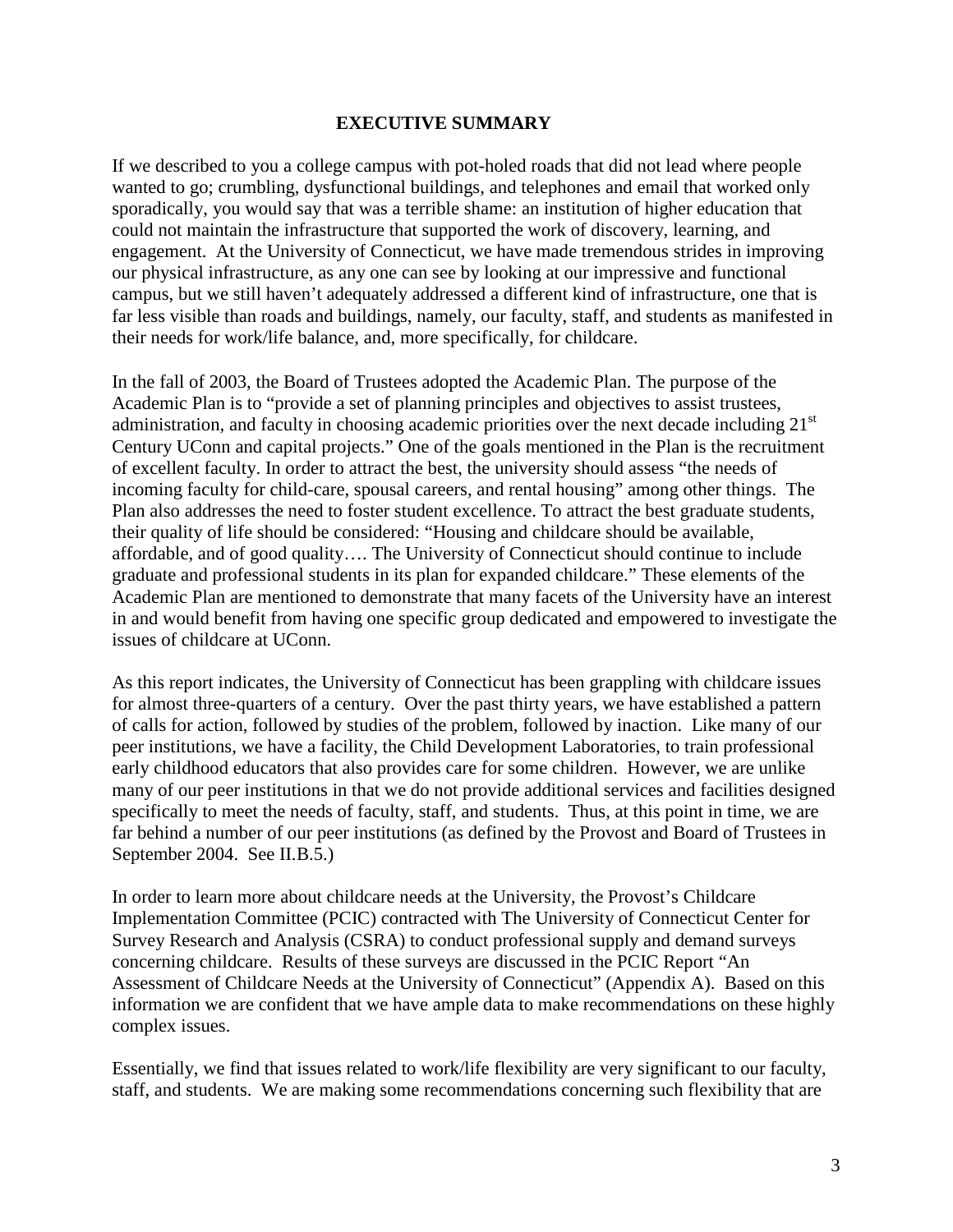## EXECUTIVE SUMMARY

If we described to you a college campus with pot-holed roads that did not lead where people wanted to go; crumbling, dysfunctional buildings, and telephones and email that worked only sporadically, you would say that was a terrible shame: an institution of higher education that could not maintain the infrastructure that supported the work of discovery, learning, and engagement. At the University of Connecticut, we have made tremendous strides in improving our physical infrastructure, as any one can see by looking at our impressive and functional campus, but we still haven't adequately addressed a different kind of infrastructure, one that is far less visible than roads and buildings, namely, our faculty, staff, and students as manifested in their needs for work/life balance, and, more specifically, for childcare.

In the fall of 2003, the Board of Trustees adopted the Academic Plan. The purpose of the Academic Plan is to "provide a set of planning principles and objectives to assist trustees, administration, and faculty in choosing academic priorities over the next decade including 21st Century UConn and capital projects." One of the goals mentioned in the Plan is the recruitment of excellent faculty. In order to attract the best, the university should assess "the needs of incoming faculty for child-care, spousal careers, and rental housing" among other things. The Plan also addresses the need to foster student excellence. To attract the best graduate students, their quality of life should be considered: "Housing and childcare should be available, affordable, and of good quality…. The University of Connecticut should continue to include graduate and professional students in its plan for expanded childcare." These elements of the Academic Plan are mentioned to demonstrate that many facets of the University have an interest in and would benefit from having one specific group dedicated and empowered to investigate the issues of childcare at UConn.

As this report indicates, the University of Connecticut has been grappling with childcare issues for almost three-quarters of a century. Over the past thirty years, we have established a pattern of calls for action, followed by studies of the problem, followed by inaction. Like many of our peer institutions, we have a facility, the Child Development Laboratories, to train professional early childhood educators that also provides care for some children. However, we are unlike many of our peer institutions in that we do not provide additional services and facilities designed specifically to meet the needs of faculty, staff, and students. Thus, at this point in time, we are far behind a number of our peer institutions (as defined by the Provost and Board of Trustees in September 2004. See II.B.5.)

In order to learn more about childcare needs at the University, the Provost's Childcare Implementation Committee (PCIC) contracted with The University of Connecticut Center for Survey Research and Analysis (CSRA) to conduct professional supply and demand surveys concerning childcare. Results of these surveys are discussed in the PCIC Report "An Assessment of Childcare Needs at the University of Connecticut" (Appendix A). Based on this information we are confident that we have ample data to make recommendations on these highly complex issues.

Essentially, we find that issues related to work/life flexibility are very significant to our faculty, staff, and students. We are making some recommendations concerning such flexibility that are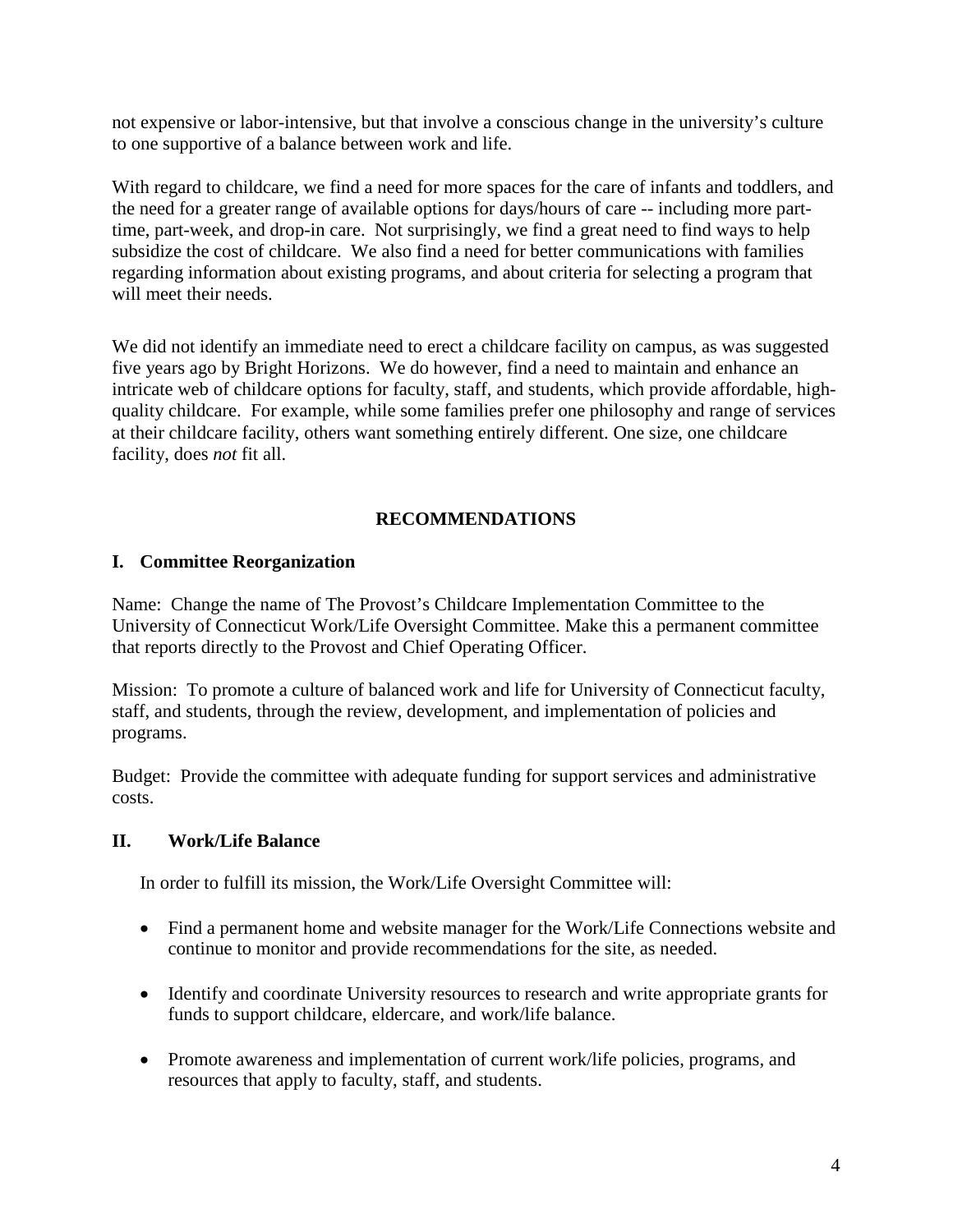not expensive or labor-intensive, but that involve a conscious change in the university's culture to one supportive of a balance between work and life.

With regard to childcare, we find a need for more spaces for the care of infants and toddlers, and the need for a greater range of available options for days/hours of care -- including more part-time, part-week, and drop-in care. Not surprisingly, we find a great need to find ways to help subsidize the cost of childcare. We also find a need for better communications with families regarding information about existing programs, and about criteria for selecting a program that will meet their needs.

We did not identify an immediate need to erect a childcare facility on campus, as was suggested five years ago by Bright Horizons. We do however, find a need to maintain and enhance an intricate web of childcare options for faculty, staff, and students, which provide affordable, high-quality childcare. For example, while some families prefer one philosophy and range of services at their childcare facility, others want something entirely different. One size, one childcare facility, does *not* fit all.

## RECOMMENDATIONS

### I. Committee Reorganization

Name: Change the name of The Provost's Childcare Implementation Committee to the University of Connecticut Work/Life Oversight Committee. Make this a permanent committee that reports directly to the Provost and Chief Operating Officer.

Mission: To promote a culture of balanced work and life for University of Connecticut faculty, staff, and students, through the review, development, and implementation of policies and programs.

Budget: Provide the committee with adequate funding for support services and administrative costs.

### II. Work/Life Balance

In order to fulfill its mission, the Work/Life Oversight Committee will:

- Find a permanent home and website manager for the Work/Life Connections website and continue to monitor and provide recommendations for the site, as needed.
- Identify and coordinate University resources to research and write appropriate grants for funds to support childcare, eldercare, and work/life balance.
- Promote awareness and implementation of current work/life policies, programs, and resources that apply to faculty, staff, and students.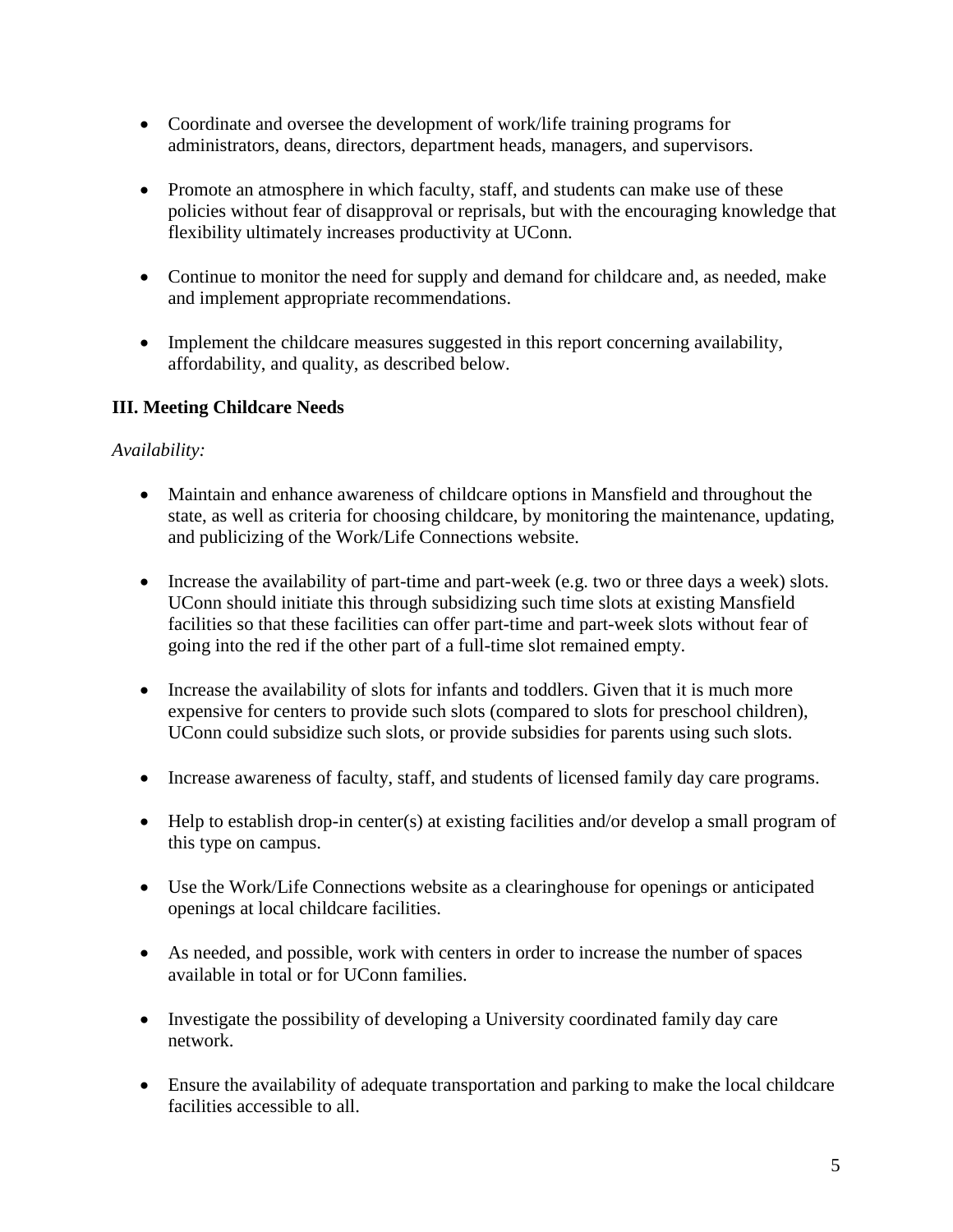- Coordinate and oversee the development of work/life training programs for administrators, deans, directors, department heads, managers, and supervisors.

- Promote an atmosphere in which faculty, staff, and students can make use of these policies without fear of disapproval or reprisals, but with the encouraging knowledge that flexibility ultimately increases productivity at UConn.

- Continue to monitor the need for supply and demand for childcare and, as needed, make and implement appropriate recommendations.

- Implement the childcare measures suggested in this report concerning availability, affordability, and quality, as described below.

### III. Meeting Childcare Needs

*Availability:*

- Maintain and enhance awareness of childcare options in Mansfield and throughout the state, as well as criteria for choosing childcare, by monitoring the maintenance, updating, and publicizing of the Work/Life Connections website.

- Increase the availability of part-time and part-week (e.g. two or three days a week) slots. UConn should initiate this through subsidizing such time slots at existing Mansfield facilities so that these facilities can offer part-time and part-week slots without fear of going into the red if the other part of a full-time slot remained empty.

- Increase the availability of slots for infants and toddlers. Given that it is much more expensive for centers to provide such slots (compared to slots for preschool children), UConn could subsidize such slots, or provide subsidies for parents using such slots.

- Increase awareness of faculty, staff, and students of licensed family day care programs.

- Help to establish drop-in center(s) at existing facilities and/or develop a small program of this type on campus.

- Use the Work/Life Connections website as a clearinghouse for openings or anticipated openings at local childcare facilities.

- As needed, and possible, work with centers in order to increase the number of spaces available in total or for UConn families.

- Investigate the possibility of developing a University coordinated family day care network.

- Ensure the availability of adequate transportation and parking to make the local childcare facilities accessible to all.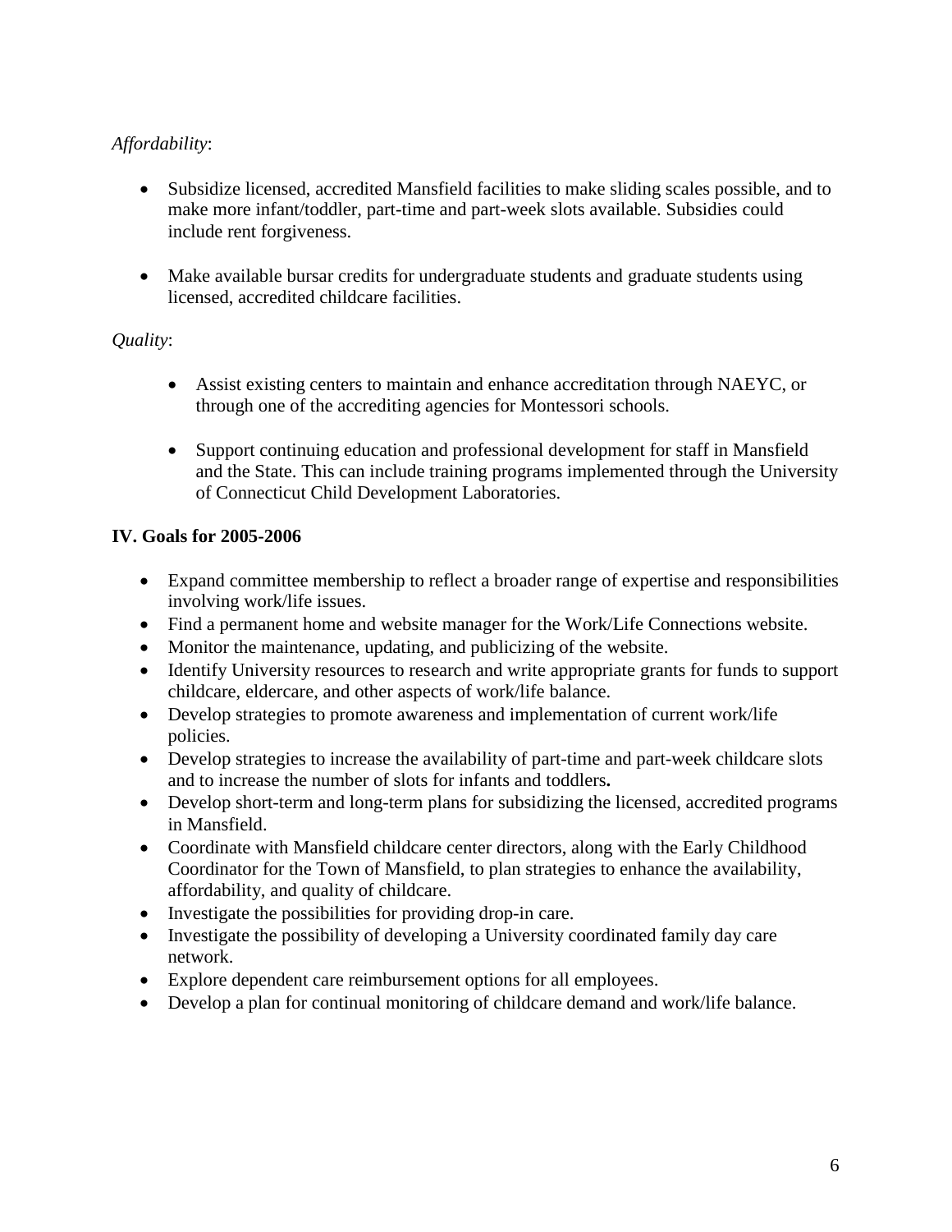*Affordability*:

- Subsidize licensed, accredited Mansfield facilities to make sliding scales possible, and to make more infant/toddler, part-time and part-week slots available. Subsidies could include rent forgiveness.

- Make available bursar credits for undergraduate students and graduate students using licensed, accredited childcare facilities.

*Quality*:

- Assist existing centers to maintain and enhance accreditation through NAEYC, or through one of the accrediting agencies for Montessori schools.

- Support continuing education and professional development for staff in Mansfield and the State. This can include training programs implemented through the University of Connecticut Child Development Laboratories.

**IV. Goals for 2005-2006**

- Expand committee membership to reflect a broader range of expertise and responsibilities involving work/life issues.
- Find a permanent home and website manager for the Work/Life Connections website.
- Monitor the maintenance, updating, and publicizing of the website.
- Identify University resources to research and write appropriate grants for funds to support childcare, eldercare, and other aspects of work/life balance.
- Develop strategies to promote awareness and implementation of current work/life policies.
- Develop strategies to increase the availability of part-time and part-week childcare slots and to increase the number of slots for infants and toddlers**.**
- Develop short-term and long-term plans for subsidizing the licensed, accredited programs in Mansfield.
- Coordinate with Mansfield childcare center directors, along with the Early Childhood Coordinator for the Town of Mansfield, to plan strategies to enhance the availability, affordability, and quality of childcare.
- Investigate the possibilities for providing drop-in care.
- Investigate the possibility of developing a University coordinated family day care network.
- Explore dependent care reimbursement options for all employees.
- Develop a plan for continual monitoring of childcare demand and work/life balance.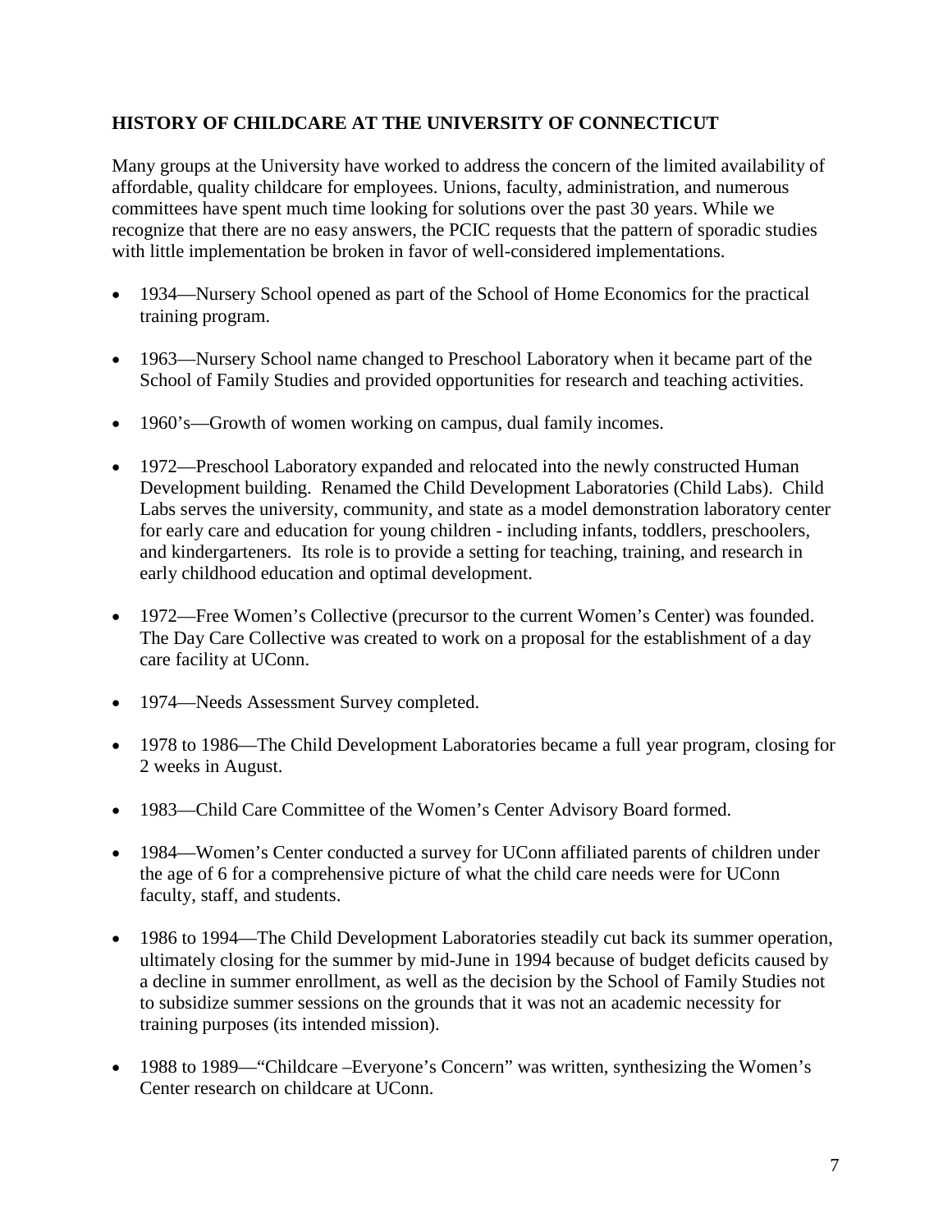## HISTORY OF CHILDCARE AT THE UNIVERSITY OF CONNECTICUT

Many groups at the University have worked to address the concern of the limited availability of affordable, quality childcare for employees. Unions, faculty, administration, and numerous committees have spent much time looking for solutions over the past 30 years. While we recognize that there are no easy answers, the PCIC requests that the pattern of sporadic studies with little implementation be broken in favor of well-considered implementations.

- 1934—Nursery School opened as part of the School of Home Economics for the practical training program.
- 1963—Nursery School name changed to Preschool Laboratory when it became part of the School of Family Studies and provided opportunities for research and teaching activities.
- 1960's—Growth of women working on campus, dual family incomes.
- 1972—Preschool Laboratory expanded and relocated into the newly constructed Human Development building. Renamed the Child Development Laboratories (Child Labs). Child Labs serves the university, community, and state as a model demonstration laboratory center for early care and education for young children - including infants, toddlers, preschoolers, and kindergarteners. Its role is to provide a setting for teaching, training, and research in early childhood education and optimal development.
- 1972—Free Women's Collective (precursor to the current Women's Center) was founded. The Day Care Collective was created to work on a proposal for the establishment of a day care facility at UConn.
- 1974—Needs Assessment Survey completed.
- 1978 to 1986—The Child Development Laboratories became a full year program, closing for 2 weeks in August.
- 1983—Child Care Committee of the Women's Center Advisory Board formed.
- 1984—Women's Center conducted a survey for UConn affiliated parents of children under the age of 6 for a comprehensive picture of what the child care needs were for UConn faculty, staff, and students.
- 1986 to 1994—The Child Development Laboratories steadily cut back its summer operation, ultimately closing for the summer by mid-June in 1994 because of budget deficits caused by a decline in summer enrollment, as well as the decision by the School of Family Studies not to subsidize summer sessions on the grounds that it was not an academic necessity for training purposes (its intended mission).
- 1988 to 1989—"Childcare –Everyone's Concern" was written, synthesizing the Women's Center research on childcare at UConn.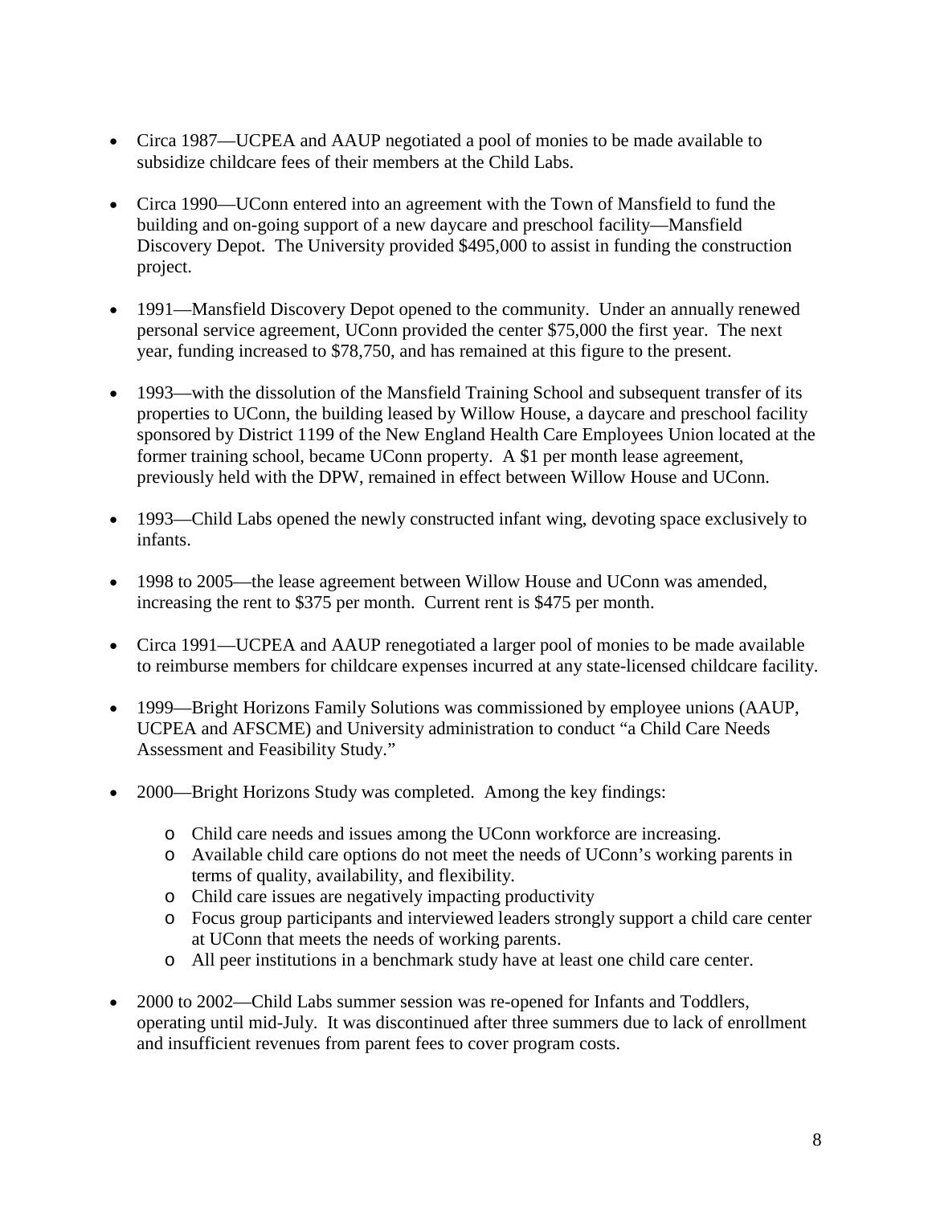- Circa 1987—UCPEA and AAUP negotiated a pool of monies to be made available to subsidize childcare fees of their members at the Child Labs.

- Circa 1990—UConn entered into an agreement with the Town of Mansfield to fund the building and on-going support of a new daycare and preschool facility—Mansfield Discovery Depot. The University provided $495,000 to assist in funding the construction project.

- 1991—Mansfield Discovery Depot opened to the community. Under an annually renewed personal service agreement, UConn provided the center $75,000 the first year. The next year, funding increased to $78,750, and has remained at this figure to the present.

- 1993—with the dissolution of the Mansfield Training School and subsequent transfer of its properties to UConn, the building leased by Willow House, a daycare and preschool facility sponsored by District 1199 of the New England Health Care Employees Union located at the former training school, became UConn property. A $1 per month lease agreement, previously held with the DPW, remained in effect between Willow House and UConn.

- 1993—Child Labs opened the newly constructed infant wing, devoting space exclusively to infants.

- 1998 to 2005—the lease agreement between Willow House and UConn was amended, increasing the rent to $375 per month. Current rent is $475 per month.

- Circa 1991—UCPEA and AAUP renegotiated a larger pool of monies to be made available to reimburse members for childcare expenses incurred at any state-licensed childcare facility.

- 1999—Bright Horizons Family Solutions was commissioned by employee unions (AAUP, UCPEA and AFSCME) and University administration to conduct "a Child Care Needs Assessment and Feasibility Study."

- 2000—Bright Horizons Study was completed. Among the key findings:
  - Child care needs and issues among the UConn workforce are increasing.
  - Available child care options do not meet the needs of UConn's working parents in terms of quality, availability, and flexibility.
  - Child care issues are negatively impacting productivity
  - Focus group participants and interviewed leaders strongly support a child care center at UConn that meets the needs of working parents.
  - All peer institutions in a benchmark study have at least one child care center.

- 2000 to 2002—Child Labs summer session was re-opened for Infants and Toddlers, operating until mid-July. It was discontinued after three summers due to lack of enrollment and insufficient revenues from parent fees to cover program costs.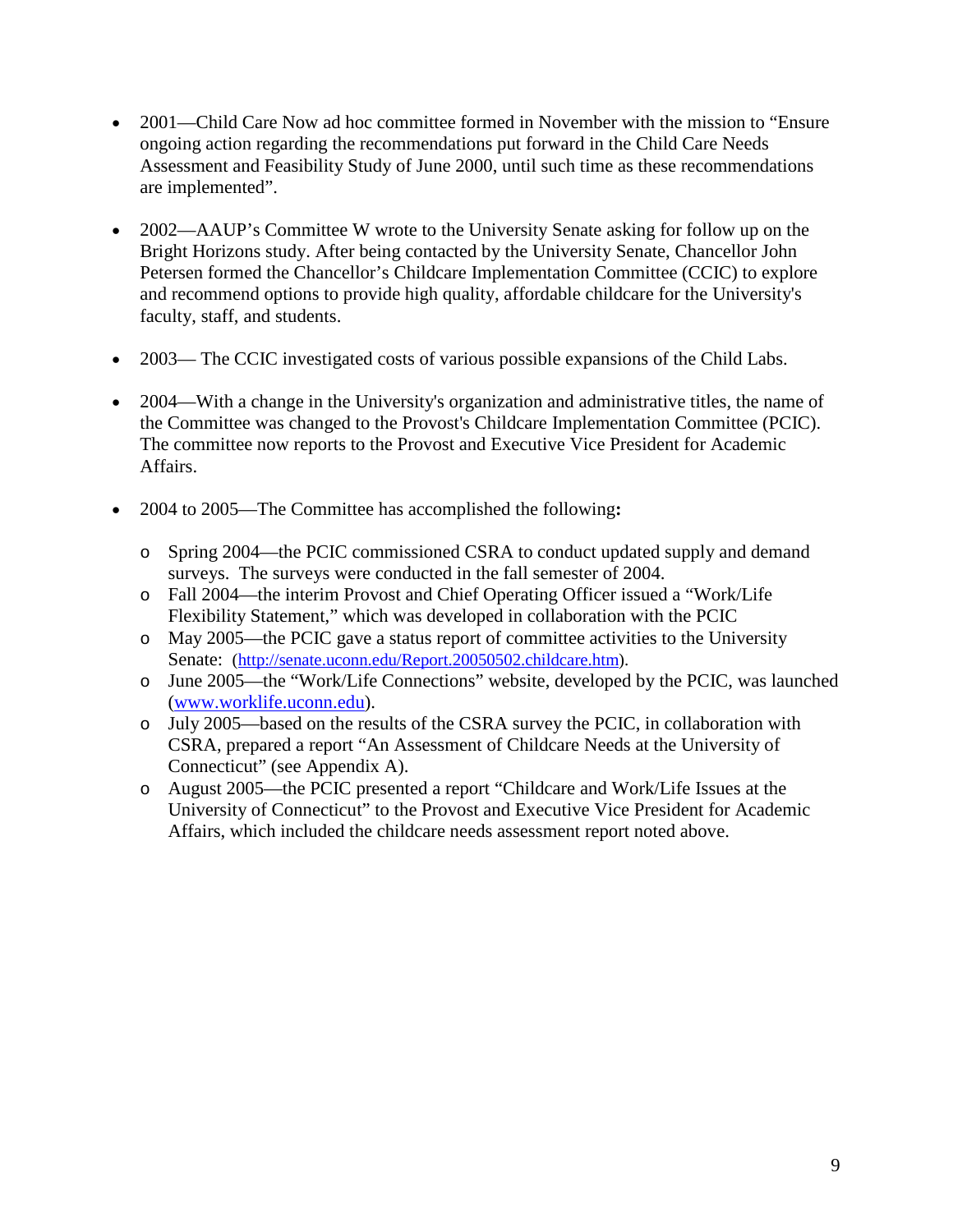- 2001—Child Care Now ad hoc committee formed in November with the mission to "Ensure ongoing action regarding the recommendations put forward in the Child Care Needs Assessment and Feasibility Study of June 2000, until such time as these recommendations are implemented".

- 2002—AAUP's Committee W wrote to the University Senate asking for follow up on the Bright Horizons study. After being contacted by the University Senate, Chancellor John Petersen formed the Chancellor's Childcare Implementation Committee (CCIC) to explore and recommend options to provide high quality, affordable childcare for the University's faculty, staff, and students.

- 2003— The CCIC investigated costs of various possible expansions of the Child Labs.

- 2004—With a change in the University's organization and administrative titles, the name of the Committee was changed to the Provost's Childcare Implementation Committee (PCIC). The committee now reports to the Provost and Executive Vice President for Academic Affairs.

- 2004 to 2005—The Committee has accomplished the following**:**
  - Spring 2004—the PCIC commissioned CSRA to conduct updated supply and demand surveys. The surveys were conducted in the fall semester of 2004.
  - Fall 2004—the interim Provost and Chief Operating Officer issued a "Work/Life Flexibility Statement," which was developed in collaboration with the PCIC
  - May 2005—the PCIC gave a status report of committee activities to the University Senate: (http://senate.uconn.edu/Report.20050502.childcare.htm).
  - June 2005—the "Work/Life Connections" website, developed by the PCIC, was launched (www.worklife.uconn.edu).
  - July 2005—based on the results of the CSRA survey the PCIC, in collaboration with CSRA, prepared a report "An Assessment of Childcare Needs at the University of Connecticut" (see Appendix A).
  - August 2005—the PCIC presented a report "Childcare and Work/Life Issues at the University of Connecticut" to the Provost and Executive Vice President for Academic Affairs, which included the childcare needs assessment report noted above.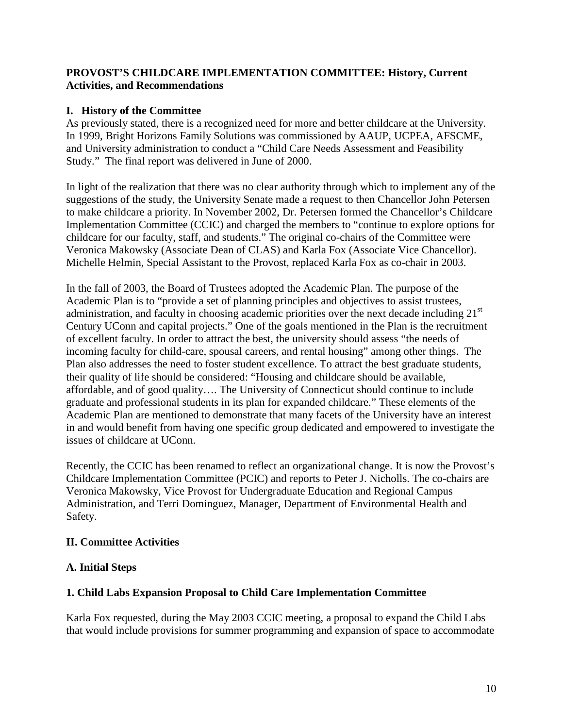**PROVOST'S CHILDCARE IMPLEMENTATION COMMITTEE: History, Current Activities, and Recommendations**

## I. History of the Committee

As previously stated, there is a recognized need for more and better childcare at the University. In 1999, Bright Horizons Family Solutions was commissioned by AAUP, UCPEA, AFSCME, and University administration to conduct a "Child Care Needs Assessment and Feasibility Study." The final report was delivered in June of 2000.

In light of the realization that there was no clear authority through which to implement any of the suggestions of the study, the University Senate made a request to then Chancellor John Petersen to make childcare a priority. In November 2002, Dr. Petersen formed the Chancellor's Childcare Implementation Committee (CCIC) and charged the members to "continue to explore options for childcare for our faculty, staff, and students." The original co-chairs of the Committee were Veronica Makowsky (Associate Dean of CLAS) and Karla Fox (Associate Vice Chancellor). Michelle Helmin, Special Assistant to the Provost, replaced Karla Fox as co-chair in 2003.

In the fall of 2003, the Board of Trustees adopted the Academic Plan. The purpose of the Academic Plan is to "provide a set of planning principles and objectives to assist trustees, administration, and faculty in choosing academic priorities over the next decade including 21st Century UConn and capital projects." One of the goals mentioned in the Plan is the recruitment of excellent faculty. In order to attract the best, the university should assess "the needs of incoming faculty for child-care, spousal careers, and rental housing" among other things. The Plan also addresses the need to foster student excellence. To attract the best graduate students, their quality of life should be considered: "Housing and childcare should be available, affordable, and of good quality…. The University of Connecticut should continue to include graduate and professional students in its plan for expanded childcare." These elements of the Academic Plan are mentioned to demonstrate that many facets of the University have an interest in and would benefit from having one specific group dedicated and empowered to investigate the issues of childcare at UConn.

Recently, the CCIC has been renamed to reflect an organizational change. It is now the Provost's Childcare Implementation Committee (PCIC) and reports to Peter J. Nicholls. The co-chairs are Veronica Makowsky, Vice Provost for Undergraduate Education and Regional Campus Administration, and Terri Dominguez, Manager, Department of Environmental Health and Safety.

## II. Committee Activities

### A. Initial Steps

#### 1. Child Labs Expansion Proposal to Child Care Implementation Committee

Karla Fox requested, during the May 2003 CCIC meeting, a proposal to expand the Child Labs that would include provisions for summer programming and expansion of space to accommodate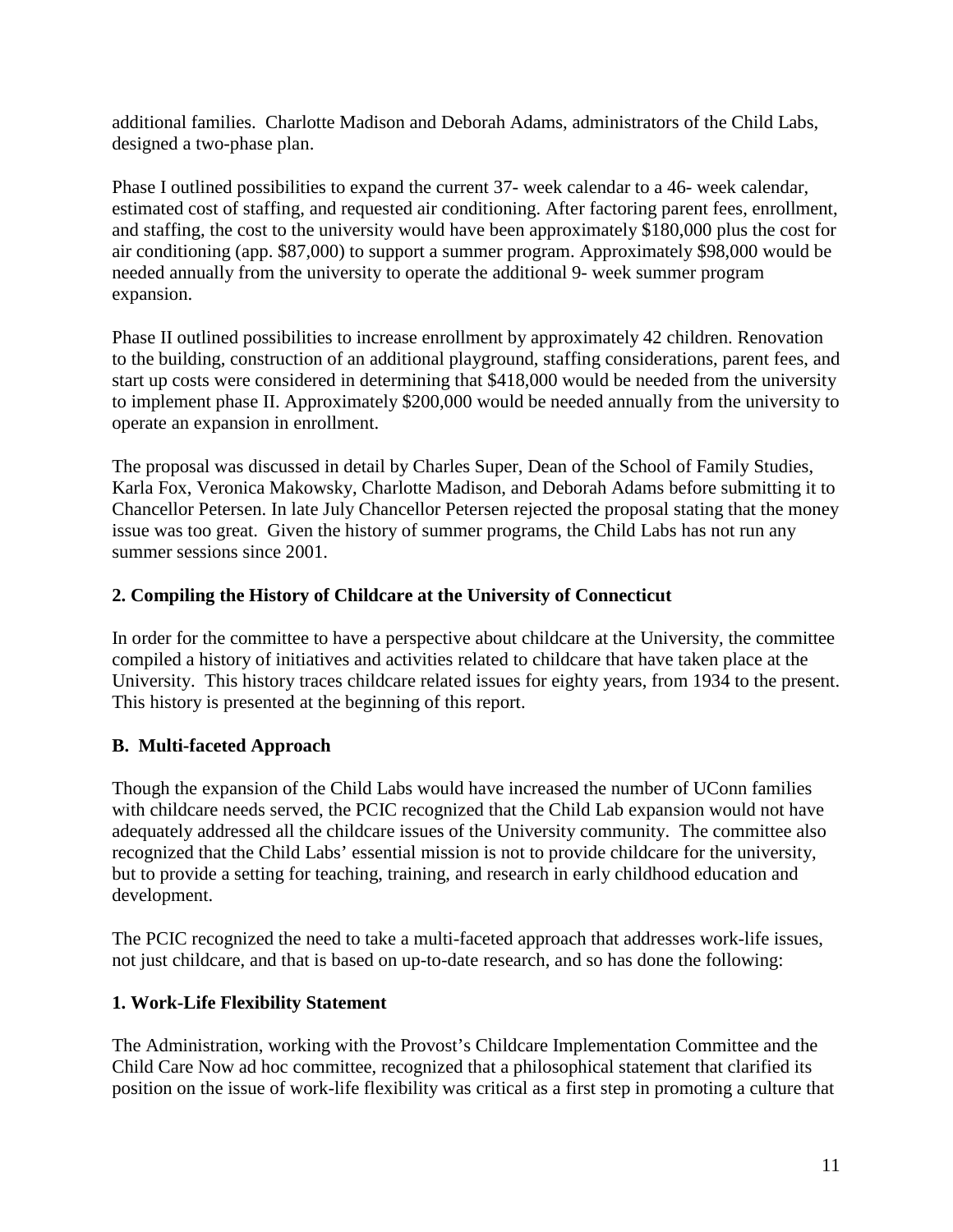additional families. Charlotte Madison and Deborah Adams, administrators of the Child Labs, designed a two-phase plan.

Phase I outlined possibilities to expand the current 37- week calendar to a 46- week calendar, estimated cost of staffing, and requested air conditioning. After factoring parent fees, enrollment, and staffing, the cost to the university would have been approximately $180,000 plus the cost for air conditioning (app. $87,000) to support a summer program. Approximately $98,000 would be needed annually from the university to operate the additional 9- week summer program expansion.

Phase II outlined possibilities to increase enrollment by approximately 42 children. Renovation to the building, construction of an additional playground, staffing considerations, parent fees, and start up costs were considered in determining that $418,000 would be needed from the university to implement phase II. Approximately $200,000 would be needed annually from the university to operate an expansion in enrollment.

The proposal was discussed in detail by Charles Super, Dean of the School of Family Studies, Karla Fox, Veronica Makowsky, Charlotte Madison, and Deborah Adams before submitting it to Chancellor Petersen. In late July Chancellor Petersen rejected the proposal stating that the money issue was too great. Given the history of summer programs, the Child Labs has not run any summer sessions since 2001.

### 2. Compiling the History of Childcare at the University of Connecticut

In order for the committee to have a perspective about childcare at the University, the committee compiled a history of initiatives and activities related to childcare that have taken place at the University. This history traces childcare related issues for eighty years, from 1934 to the present. This history is presented at the beginning of this report.

## B. Multi-faceted Approach

Though the expansion of the Child Labs would have increased the number of UConn families with childcare needs served, the PCIC recognized that the Child Lab expansion would not have adequately addressed all the childcare issues of the University community. The committee also recognized that the Child Labs' essential mission is not to provide childcare for the university, but to provide a setting for teaching, training, and research in early childhood education and development.

The PCIC recognized the need to take a multi-faceted approach that addresses work-life issues, not just childcare, and that is based on up-to-date research, and so has done the following:

### 1. Work-Life Flexibility Statement

The Administration, working with the Provost's Childcare Implementation Committee and the Child Care Now ad hoc committee, recognized that a philosophical statement that clarified its position on the issue of work-life flexibility was critical as a first step in promoting a culture that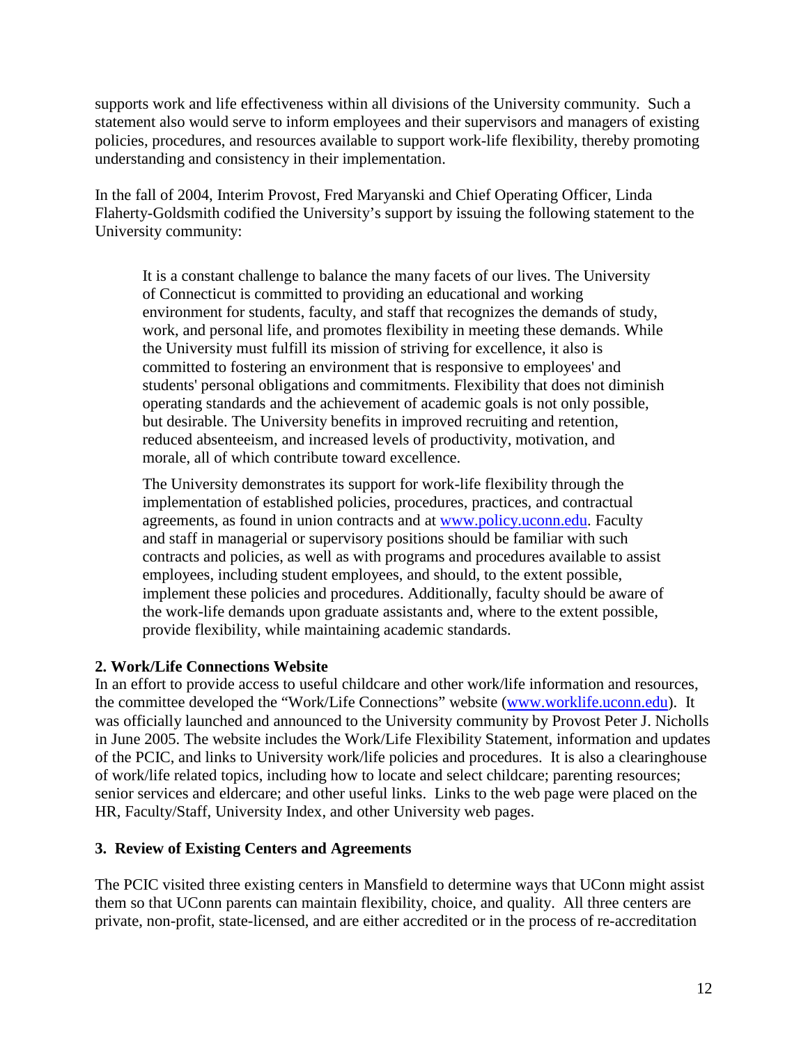supports work and life effectiveness within all divisions of the University community. Such a statement also would serve to inform employees and their supervisors and managers of existing policies, procedures, and resources available to support work-life flexibility, thereby promoting understanding and consistency in their implementation.

In the fall of 2004, Interim Provost, Fred Maryanski and Chief Operating Officer, Linda Flaherty-Goldsmith codified the University's support by issuing the following statement to the University community:

> It is a constant challenge to balance the many facets of our lives. The University of Connecticut is committed to providing an educational and working environment for students, faculty, and staff that recognizes the demands of study, work, and personal life, and promotes flexibility in meeting these demands. While the University must fulfill its mission of striving for excellence, it also is committed to fostering an environment that is responsive to employees' and students' personal obligations and commitments. Flexibility that does not diminish operating standards and the achievement of academic goals is not only possible, but desirable. The University benefits in improved recruiting and retention, reduced absenteeism, and increased levels of productivity, motivation, and morale, all of which contribute toward excellence.
>
> The University demonstrates its support for work-life flexibility through the implementation of established policies, procedures, practices, and contractual agreements, as found in union contracts and at www.policy.uconn.edu. Faculty and staff in managerial or supervisory positions should be familiar with such contracts and policies, as well as with programs and procedures available to assist employees, including student employees, and should, to the extent possible, implement these policies and procedures. Additionally, faculty should be aware of the work-life demands upon graduate assistants and, where to the extent possible, provide flexibility, while maintaining academic standards.

**2. Work/Life Connections Website**

In an effort to provide access to useful childcare and other work/life information and resources, the committee developed the "Work/Life Connections" website (www.worklife.uconn.edu). It was officially launched and announced to the University community by Provost Peter J. Nicholls in June 2005. The website includes the Work/Life Flexibility Statement, information and updates of the PCIC, and links to University work/life policies and procedures. It is also a clearinghouse of work/life related topics, including how to locate and select childcare; parenting resources; senior services and eldercare; and other useful links. Links to the web page were placed on the HR, Faculty/Staff, University Index, and other University web pages.

**3. Review of Existing Centers and Agreements**

The PCIC visited three existing centers in Mansfield to determine ways that UConn might assist them so that UConn parents can maintain flexibility, choice, and quality. All three centers are private, non-profit, state-licensed, and are either accredited or in the process of re-accreditation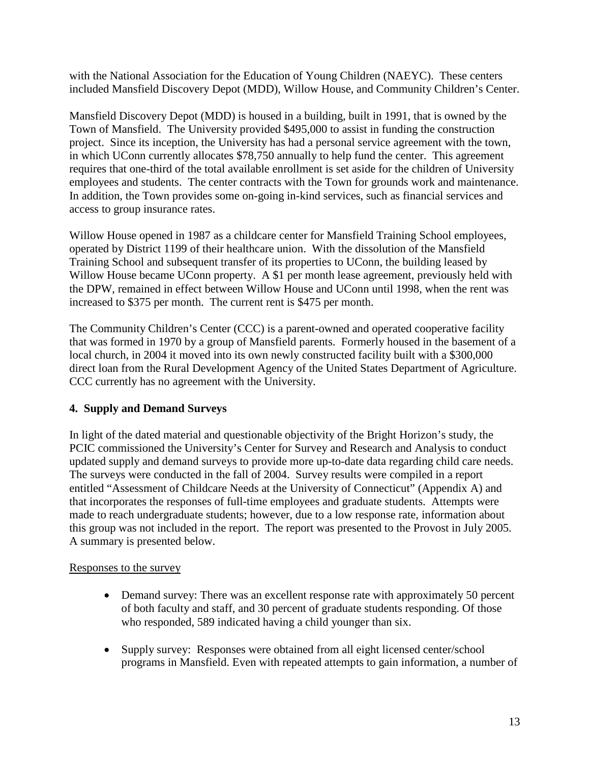with the National Association for the Education of Young Children (NAEYC). These centers included Mansfield Discovery Depot (MDD), Willow House, and Community Children's Center.

Mansfield Discovery Depot (MDD) is housed in a building, built in 1991, that is owned by the Town of Mansfield. The University provided $495,000 to assist in funding the construction project. Since its inception, the University has had a personal service agreement with the town, in which UConn currently allocates $78,750 annually to help fund the center. This agreement requires that one-third of the total available enrollment is set aside for the children of University employees and students. The center contracts with the Town for grounds work and maintenance. In addition, the Town provides some on-going in-kind services, such as financial services and access to group insurance rates.

Willow House opened in 1987 as a childcare center for Mansfield Training School employees, operated by District 1199 of their healthcare union. With the dissolution of the Mansfield Training School and subsequent transfer of its properties to UConn, the building leased by Willow House became UConn property. A $1 per month lease agreement, previously held with the DPW, remained in effect between Willow House and UConn until 1998, when the rent was increased to $375 per month. The current rent is $475 per month.

The Community Children's Center (CCC) is a parent-owned and operated cooperative facility that was formed in 1970 by a group of Mansfield parents. Formerly housed in the basement of a local church, in 2004 it moved into its own newly constructed facility built with a $300,000 direct loan from the Rural Development Agency of the United States Department of Agriculture. CCC currently has no agreement with the University.

### 4. Supply and Demand Surveys

In light of the dated material and questionable objectivity of the Bright Horizon's study, the PCIC commissioned the University's Center for Survey and Research and Analysis to conduct updated supply and demand surveys to provide more up-to-date data regarding child care needs. The surveys were conducted in the fall of 2004. Survey results were compiled in a report entitled "Assessment of Childcare Needs at the University of Connecticut" (Appendix A) and that incorporates the responses of full-time employees and graduate students. Attempts were made to reach undergraduate students; however, due to a low response rate, information about this group was not included in the report. The report was presented to the Provost in July 2005. A summary is presented below.

<u>Responses to the survey</u>

- Demand survey: There was an excellent response rate with approximately 50 percent of both faculty and staff, and 30 percent of graduate students responding. Of those who responded, 589 indicated having a child younger than six.
- Supply survey: Responses were obtained from all eight licensed center/school programs in Mansfield. Even with repeated attempts to gain information, a number of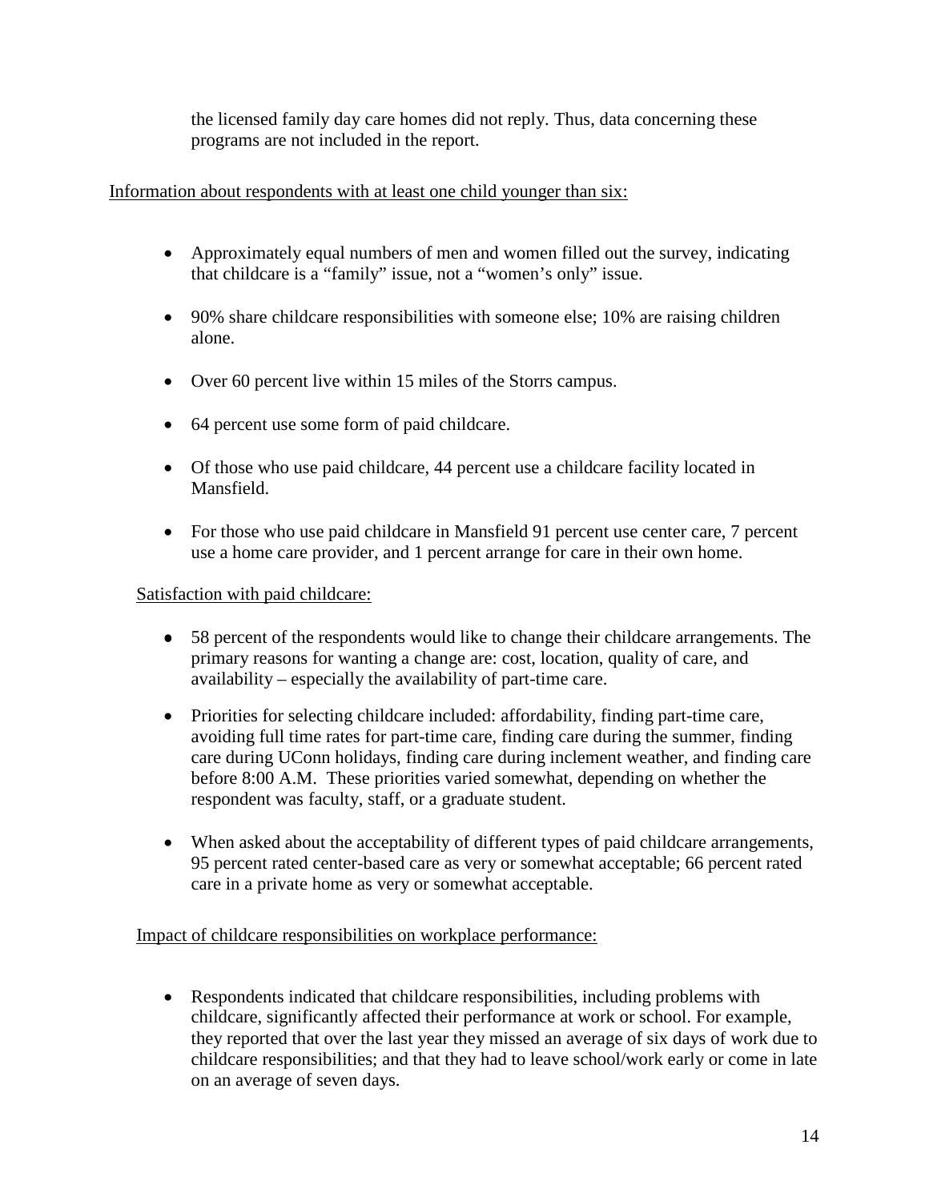the licensed family day care homes did not reply. Thus, data concerning these programs are not included in the report.

Information about respondents with at least one child younger than six:

- Approximately equal numbers of men and women filled out the survey, indicating that childcare is a "family" issue, not a "women's only" issue.
- 90% share childcare responsibilities with someone else; 10% are raising children alone.
- Over 60 percent live within 15 miles of the Storrs campus.
- 64 percent use some form of paid childcare.
- Of those who use paid childcare, 44 percent use a childcare facility located in Mansfield.
- For those who use paid childcare in Mansfield 91 percent use center care, 7 percent use a home care provider, and 1 percent arrange for care in their own home.

Satisfaction with paid childcare:

- 58 percent of the respondents would like to change their childcare arrangements. The primary reasons for wanting a change are: cost, location, quality of care, and availability – especially the availability of part-time care.
- Priorities for selecting childcare included: affordability, finding part-time care, avoiding full time rates for part-time care, finding care during the summer, finding care during UConn holidays, finding care during inclement weather, and finding care before 8:00 A.M. These priorities varied somewhat, depending on whether the respondent was faculty, staff, or a graduate student.
- When asked about the acceptability of different types of paid childcare arrangements, 95 percent rated center-based care as very or somewhat acceptable; 66 percent rated care in a private home as very or somewhat acceptable.

Impact of childcare responsibilities on workplace performance:

- Respondents indicated that childcare responsibilities, including problems with childcare, significantly affected their performance at work or school. For example, they reported that over the last year they missed an average of six days of work due to childcare responsibilities; and that they had to leave school/work early or come in late on an average of seven days.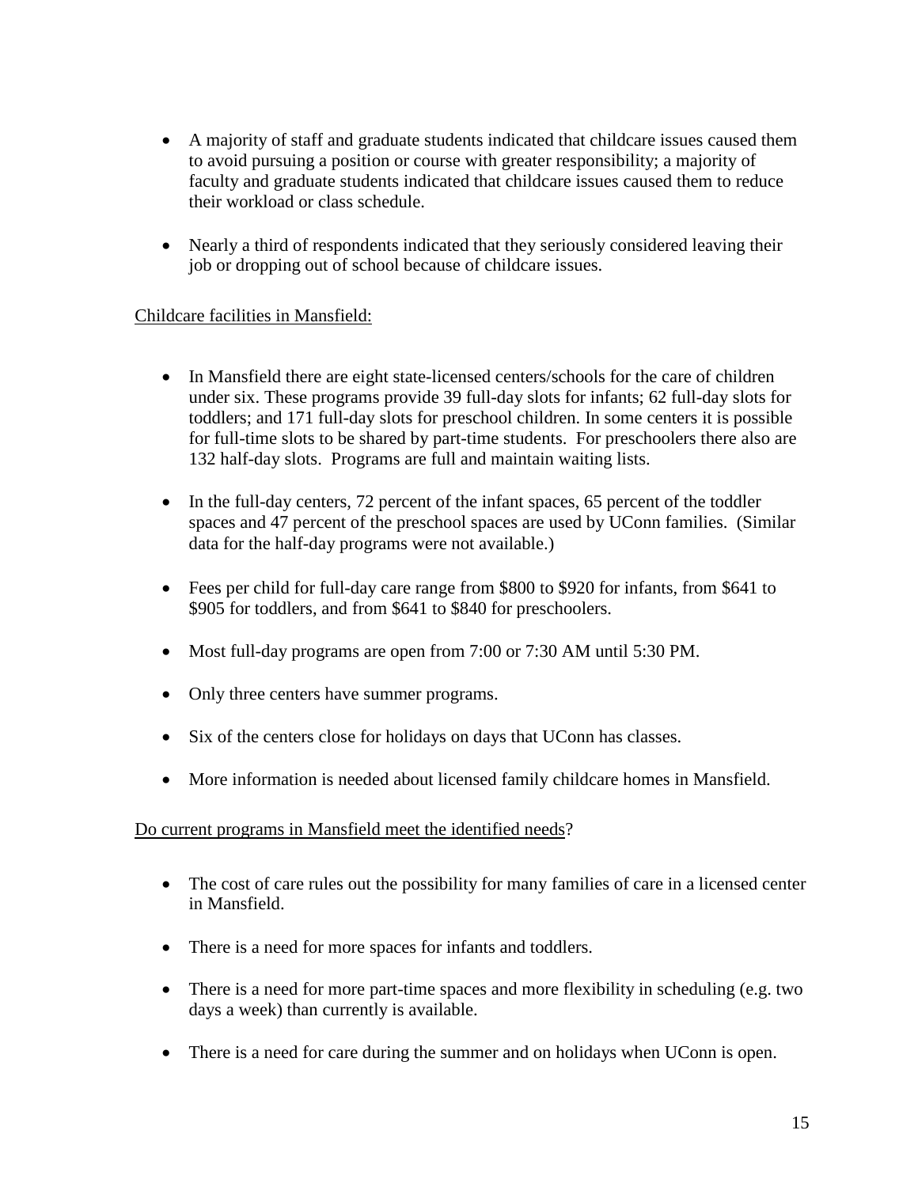- A majority of staff and graduate students indicated that childcare issues caused them to avoid pursuing a position or course with greater responsibility; a majority of faculty and graduate students indicated that childcare issues caused them to reduce their workload or class schedule.

- Nearly a third of respondents indicated that they seriously considered leaving their job or dropping out of school because of childcare issues.

<u>Childcare facilities in Mansfield:</u>

- In Mansfield there are eight state-licensed centers/schools for the care of children under six. These programs provide 39 full-day slots for infants; 62 full-day slots for toddlers; and 171 full-day slots for preschool children. In some centers it is possible for full-time slots to be shared by part-time students. For preschoolers there also are 132 half-day slots. Programs are full and maintain waiting lists.

- In the full-day centers, 72 percent of the infant spaces, 65 percent of the toddler spaces and 47 percent of the preschool spaces are used by UConn families. (Similar data for the half-day programs were not available.)

- Fees per child for full-day care range from $800 to $920 for infants, from $641 to $905 for toddlers, and from $641 to $840 for preschoolers.

- Most full-day programs are open from 7:00 or 7:30 AM until 5:30 PM.

- Only three centers have summer programs.

- Six of the centers close for holidays on days that UConn has classes.

- More information is needed about licensed family childcare homes in Mansfield.

<u>Do current programs in Mansfield meet the identified needs</u>?

- The cost of care rules out the possibility for many families of care in a licensed center in Mansfield.

- There is a need for more spaces for infants and toddlers.

- There is a need for more part-time spaces and more flexibility in scheduling (e.g. two days a week) than currently is available.

- There is a need for care during the summer and on holidays when UConn is open.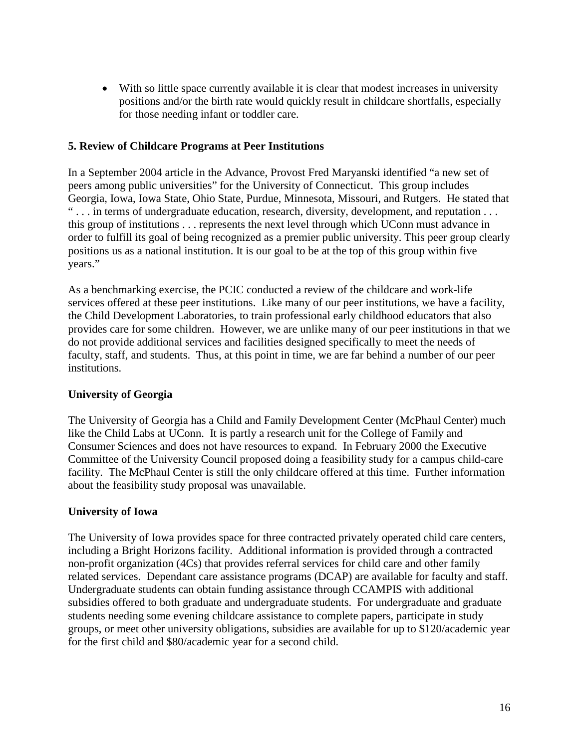- With so little space currently available it is clear that modest increases in university positions and/or the birth rate would quickly result in childcare shortfalls, especially for those needing infant or toddler care.

## 5. Review of Childcare Programs at Peer Institutions

In a September 2004 article in the Advance, Provost Fred Maryanski identified "a new set of peers among public universities" for the University of Connecticut. This group includes Georgia, Iowa, Iowa State, Ohio State, Purdue, Minnesota, Missouri, and Rutgers. He stated that " . . . in terms of undergraduate education, research, diversity, development, and reputation . . . this group of institutions . . . represents the next level through which UConn must advance in order to fulfill its goal of being recognized as a premier public university. This peer group clearly positions us as a national institution. It is our goal to be at the top of this group within five years."

As a benchmarking exercise, the PCIC conducted a review of the childcare and work-life services offered at these peer institutions. Like many of our peer institutions, we have a facility, the Child Development Laboratories, to train professional early childhood educators that also provides care for some children. However, we are unlike many of our peer institutions in that we do not provide additional services and facilities designed specifically to meet the needs of faculty, staff, and students. Thus, at this point in time, we are far behind a number of our peer institutions.

### University of Georgia

The University of Georgia has a Child and Family Development Center (McPhaul Center) much like the Child Labs at UConn. It is partly a research unit for the College of Family and Consumer Sciences and does not have resources to expand. In February 2000 the Executive Committee of the University Council proposed doing a feasibility study for a campus child-care facility. The McPhaul Center is still the only childcare offered at this time. Further information about the feasibility study proposal was unavailable.

### University of Iowa

The University of Iowa provides space for three contracted privately operated child care centers, including a Bright Horizons facility. Additional information is provided through a contracted non-profit organization (4Cs) that provides referral services for child care and other family related services. Dependant care assistance programs (DCAP) are available for faculty and staff. Undergraduate students can obtain funding assistance through CCAMPIS with additional subsidies offered to both graduate and undergraduate students. For undergraduate and graduate students needing some evening childcare assistance to complete papers, participate in study groups, or meet other university obligations, subsidies are available for up to $120/academic year for the first child and $80/academic year for a second child.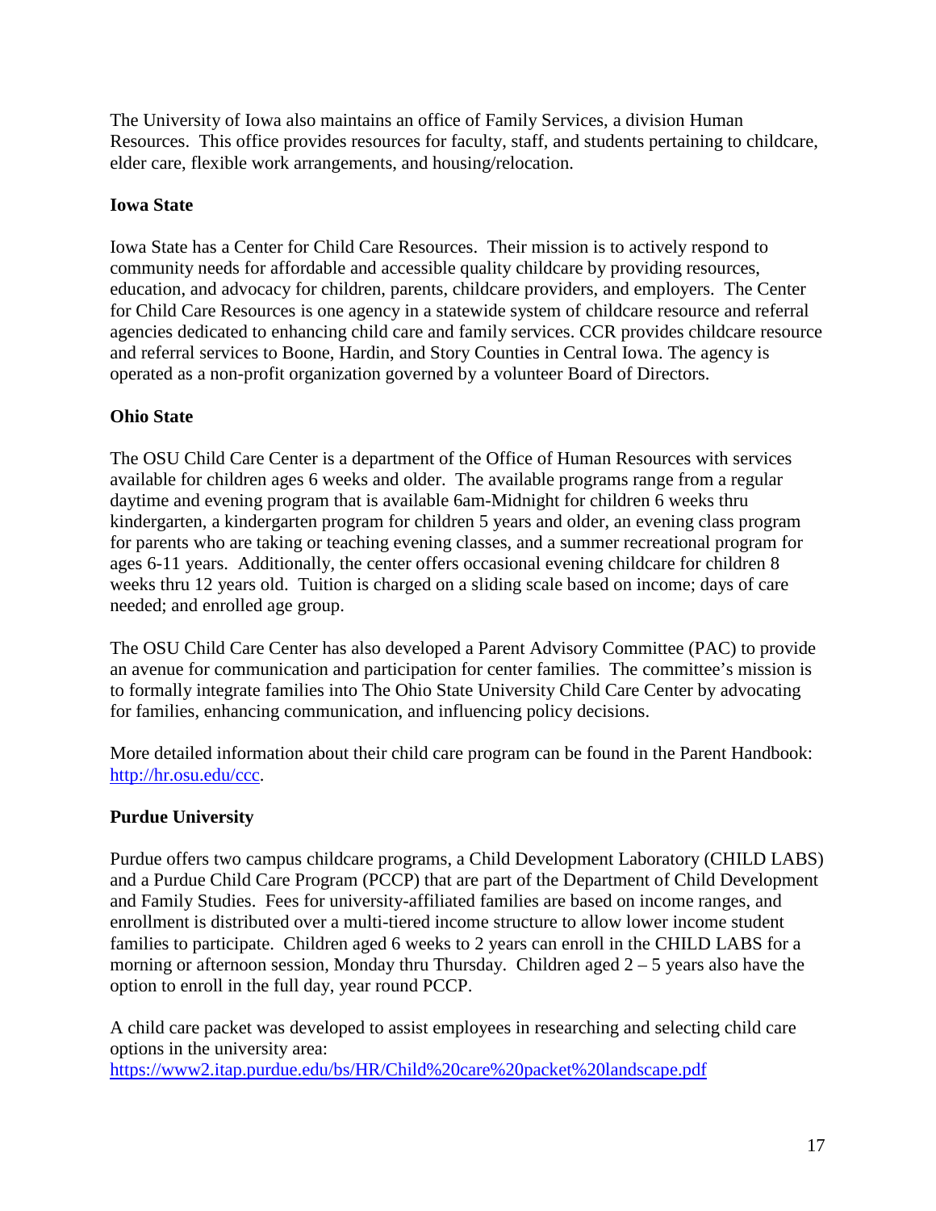The University of Iowa also maintains an office of Family Services, a division Human Resources. This office provides resources for faculty, staff, and students pertaining to childcare, elder care, flexible work arrangements, and housing/relocation.

**Iowa State**

Iowa State has a Center for Child Care Resources. Their mission is to actively respond to community needs for affordable and accessible quality childcare by providing resources, education, and advocacy for children, parents, childcare providers, and employers. The Center for Child Care Resources is one agency in a statewide system of childcare resource and referral agencies dedicated to enhancing child care and family services. CCR provides childcare resource and referral services to Boone, Hardin, and Story Counties in Central Iowa. The agency is operated as a non-profit organization governed by a volunteer Board of Directors.

**Ohio State**

The OSU Child Care Center is a department of the Office of Human Resources with services available for children ages 6 weeks and older. The available programs range from a regular daytime and evening program that is available 6am-Midnight for children 6 weeks thru kindergarten, a kindergarten program for children 5 years and older, an evening class program for parents who are taking or teaching evening classes, and a summer recreational program for ages 6-11 years. Additionally, the center offers occasional evening childcare for children 8 weeks thru 12 years old. Tuition is charged on a sliding scale based on income; days of care needed; and enrolled age group.

The OSU Child Care Center has also developed a Parent Advisory Committee (PAC) to provide an avenue for communication and participation for center families. The committee's mission is to formally integrate families into The Ohio State University Child Care Center by advocating for families, enhancing communication, and influencing policy decisions.

More detailed information about their child care program can be found in the Parent Handbook: [http://hr.osu.edu/ccc](http://hr.osu.edu/ccc).

**Purdue University**

Purdue offers two campus childcare programs, a Child Development Laboratory (CHILD LABS) and a Purdue Child Care Program (PCCP) that are part of the Department of Child Development and Family Studies. Fees for university-affiliated families are based on income ranges, and enrollment is distributed over a multi-tiered income structure to allow lower income student families to participate. Children aged 6 weeks to 2 years can enroll in the CHILD LABS for a morning or afternoon session, Monday thru Thursday. Children aged 2 – 5 years also have the option to enroll in the full day, year round PCCP.

A child care packet was developed to assist employees in researching and selecting child care options in the university area:
[https://www2.itap.purdue.edu/bs/HR/Child%20care%20packet%20landscape.pdf](https://www2.itap.purdue.edu/bs/HR/Child%20care%20packet%20landscape.pdf)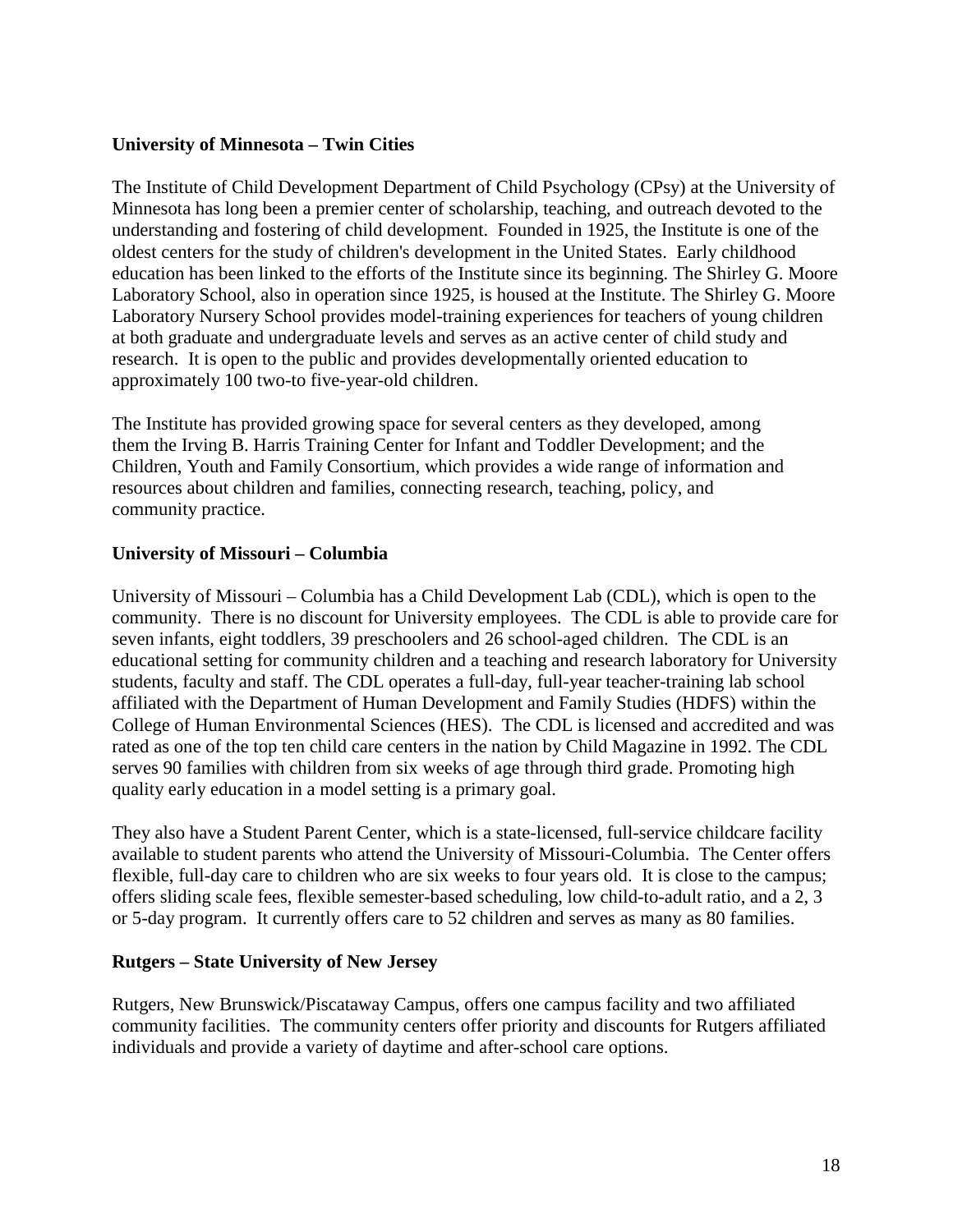**University of Minnesota – Twin Cities**

The Institute of Child Development Department of Child Psychology (CPsy) at the University of Minnesota has long been a premier center of scholarship, teaching, and outreach devoted to the understanding and fostering of child development. Founded in 1925, the Institute is one of the oldest centers for the study of children's development in the United States. Early childhood education has been linked to the efforts of the Institute since its beginning. The Shirley G. Moore Laboratory School, also in operation since 1925, is housed at the Institute. The Shirley G. Moore Laboratory Nursery School provides model-training experiences for teachers of young children at both graduate and undergraduate levels and serves as an active center of child study and research. It is open to the public and provides developmentally oriented education to approximately 100 two-to five-year-old children.

The Institute has provided growing space for several centers as they developed, among them the Irving B. Harris Training Center for Infant and Toddler Development; and the Children, Youth and Family Consortium, which provides a wide range of information and resources about children and families, connecting research, teaching, policy, and community practice.

**University of Missouri – Columbia**

University of Missouri – Columbia has a Child Development Lab (CDL), which is open to the community. There is no discount for University employees. The CDL is able to provide care for seven infants, eight toddlers, 39 preschoolers and 26 school-aged children. The CDL is an educational setting for community children and a teaching and research laboratory for University students, faculty and staff. The CDL operates a full-day, full-year teacher-training lab school affiliated with the Department of Human Development and Family Studies (HDFS) within the College of Human Environmental Sciences (HES). The CDL is licensed and accredited and was rated as one of the top ten child care centers in the nation by Child Magazine in 1992. The CDL serves 90 families with children from six weeks of age through third grade. Promoting high quality early education in a model setting is a primary goal.

They also have a Student Parent Center, which is a state-licensed, full-service childcare facility available to student parents who attend the University of Missouri-Columbia. The Center offers flexible, full-day care to children who are six weeks to four years old. It is close to the campus; offers sliding scale fees, flexible semester-based scheduling, low child-to-adult ratio, and a 2, 3 or 5-day program. It currently offers care to 52 children and serves as many as 80 families.

**Rutgers – State University of New Jersey**

Rutgers, New Brunswick/Piscataway Campus, offers one campus facility and two affiliated community facilities. The community centers offer priority and discounts for Rutgers affiliated individuals and provide a variety of daytime and after-school care options.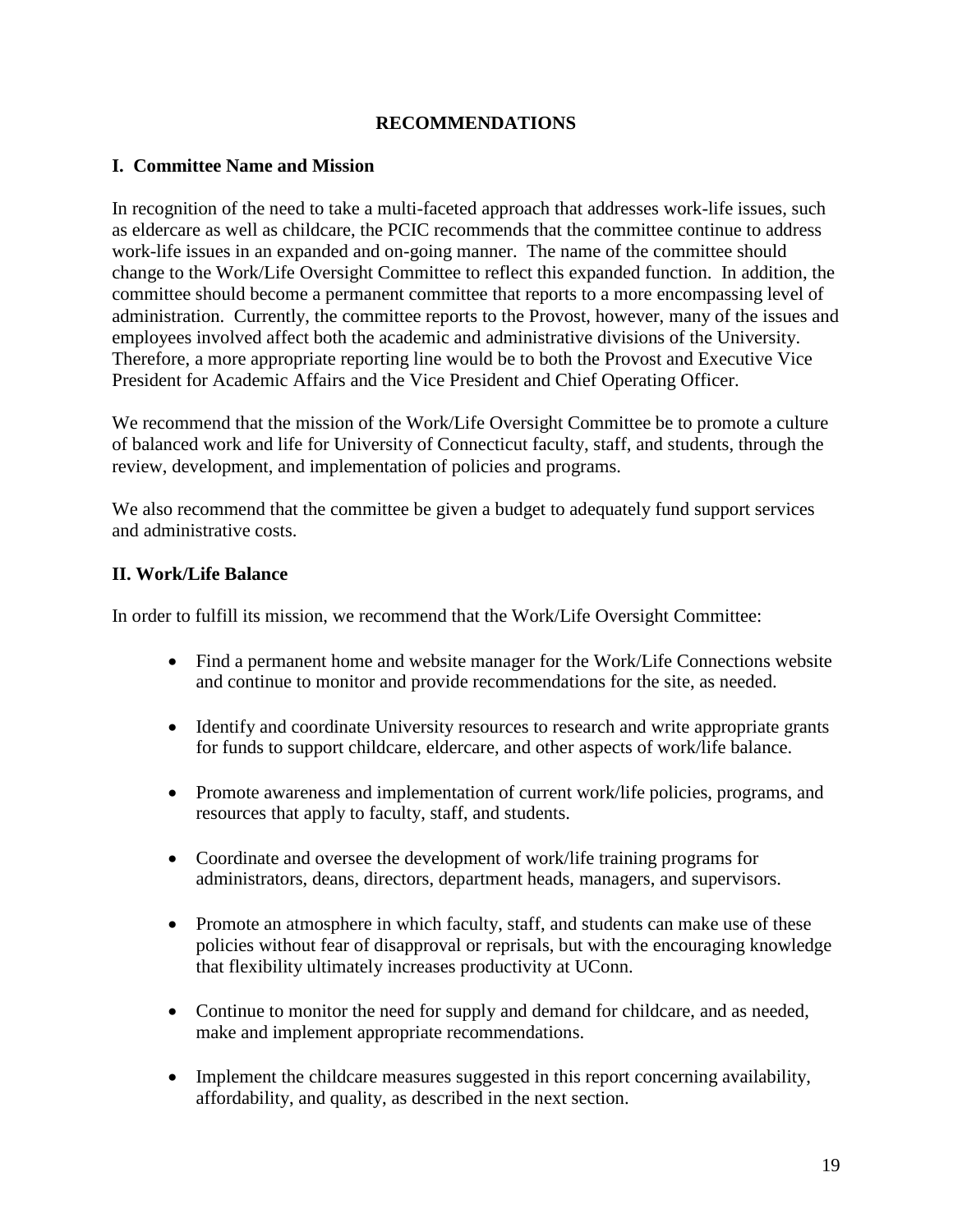# RECOMMENDATIONS

## I. Committee Name and Mission

In recognition of the need to take a multi-faceted approach that addresses work-life issues, such as eldercare as well as childcare, the PCIC recommends that the committee continue to address work-life issues in an expanded and on-going manner. The name of the committee should change to the Work/Life Oversight Committee to reflect this expanded function. In addition, the committee should become a permanent committee that reports to a more encompassing level of administration. Currently, the committee reports to the Provost, however, many of the issues and employees involved affect both the academic and administrative divisions of the University. Therefore, a more appropriate reporting line would be to both the Provost and Executive Vice President for Academic Affairs and the Vice President and Chief Operating Officer.

We recommend that the mission of the Work/Life Oversight Committee be to promote a culture of balanced work and life for University of Connecticut faculty, staff, and students, through the review, development, and implementation of policies and programs.

We also recommend that the committee be given a budget to adequately fund support services and administrative costs.

## II. Work/Life Balance

In order to fulfill its mission, we recommend that the Work/Life Oversight Committee:

- Find a permanent home and website manager for the Work/Life Connections website and continue to monitor and provide recommendations for the site, as needed.
- Identify and coordinate University resources to research and write appropriate grants for funds to support childcare, eldercare, and other aspects of work/life balance.
- Promote awareness and implementation of current work/life policies, programs, and resources that apply to faculty, staff, and students.
- Coordinate and oversee the development of work/life training programs for administrators, deans, directors, department heads, managers, and supervisors.
- Promote an atmosphere in which faculty, staff, and students can make use of these policies without fear of disapproval or reprisals, but with the encouraging knowledge that flexibility ultimately increases productivity at UConn.
- Continue to monitor the need for supply and demand for childcare, and as needed, make and implement appropriate recommendations.
- Implement the childcare measures suggested in this report concerning availability, affordability, and quality, as described in the next section.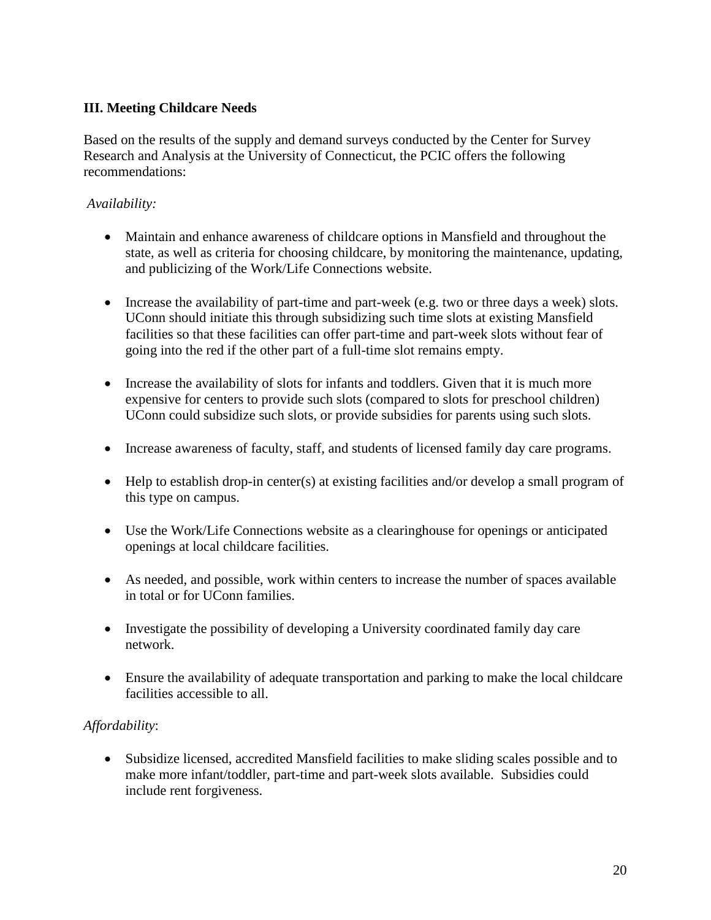### III. Meeting Childcare Needs

Based on the results of the supply and demand surveys conducted by the Center for Survey Research and Analysis at the University of Connecticut, the PCIC offers the following recommendations:

*Availability:*

- Maintain and enhance awareness of childcare options in Mansfield and throughout the state, as well as criteria for choosing childcare, by monitoring the maintenance, updating, and publicizing of the Work/Life Connections website.
- Increase the availability of part-time and part-week (e.g. two or three days a week) slots. UConn should initiate this through subsidizing such time slots at existing Mansfield facilities so that these facilities can offer part-time and part-week slots without fear of going into the red if the other part of a full-time slot remains empty.
- Increase the availability of slots for infants and toddlers. Given that it is much more expensive for centers to provide such slots (compared to slots for preschool children) UConn could subsidize such slots, or provide subsidies for parents using such slots.
- Increase awareness of faculty, staff, and students of licensed family day care programs.
- Help to establish drop-in center(s) at existing facilities and/or develop a small program of this type on campus.
- Use the Work/Life Connections website as a clearinghouse for openings or anticipated openings at local childcare facilities.
- As needed, and possible, work within centers to increase the number of spaces available in total or for UConn families.
- Investigate the possibility of developing a University coordinated family day care network.
- Ensure the availability of adequate transportation and parking to make the local childcare facilities accessible to all.

*Affordability*:

- Subsidize licensed, accredited Mansfield facilities to make sliding scales possible and to make more infant/toddler, part-time and part-week slots available. Subsidies could include rent forgiveness.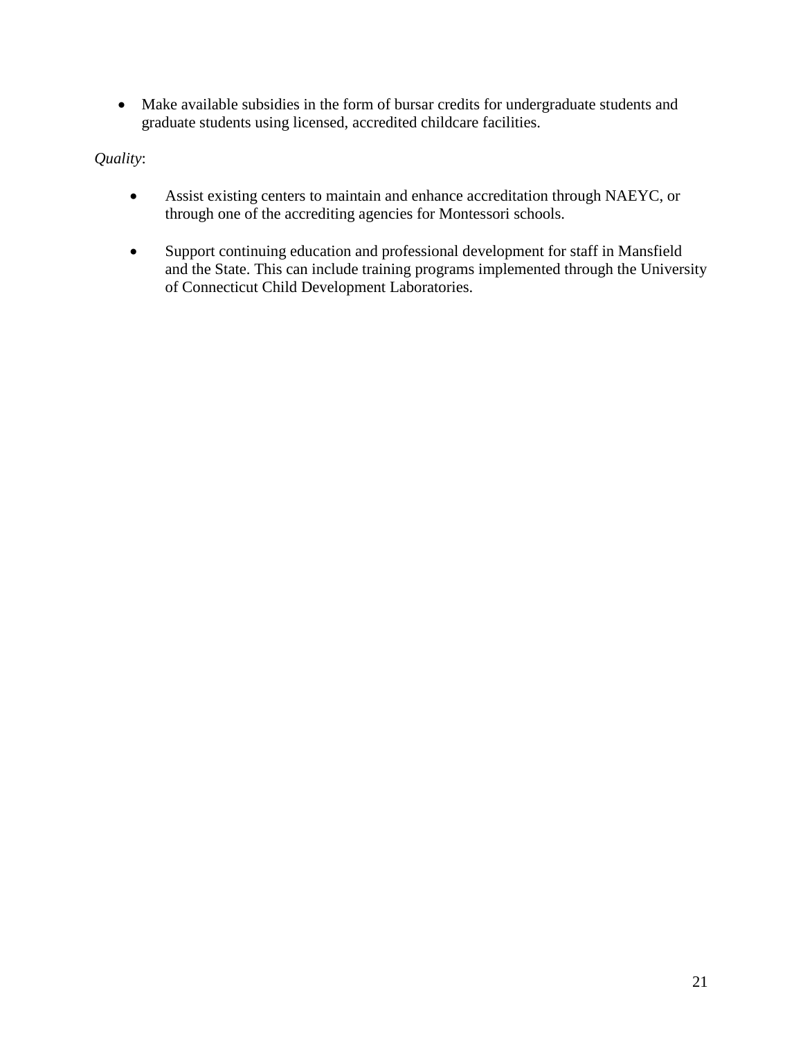- Make available subsidies in the form of bursar credits for undergraduate students and graduate students using licensed, accredited childcare facilities.

*Quality*:

- Assist existing centers to maintain and enhance accreditation through NAEYC, or through one of the accrediting agencies for Montessori schools.

- Support continuing education and professional development for staff in Mansfield and the State. This can include training programs implemented through the University of Connecticut Child Development Laboratories.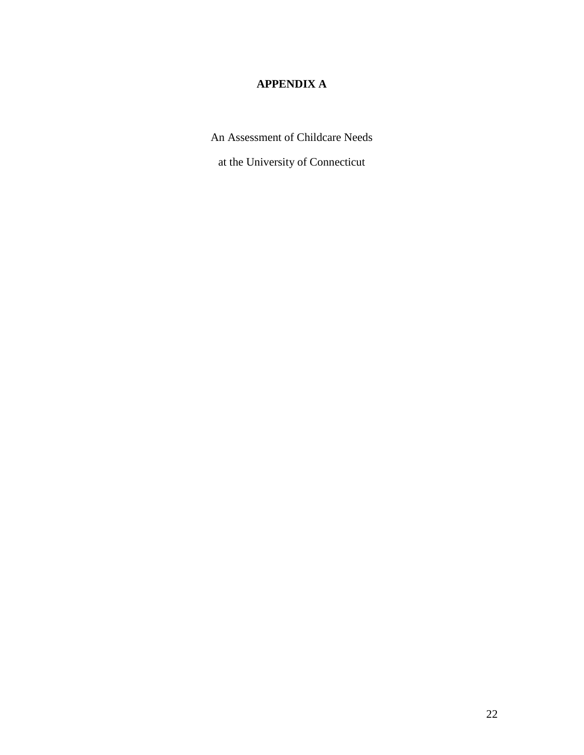# APPENDIX A

An Assessment of Childcare Needs

at the University of Connecticut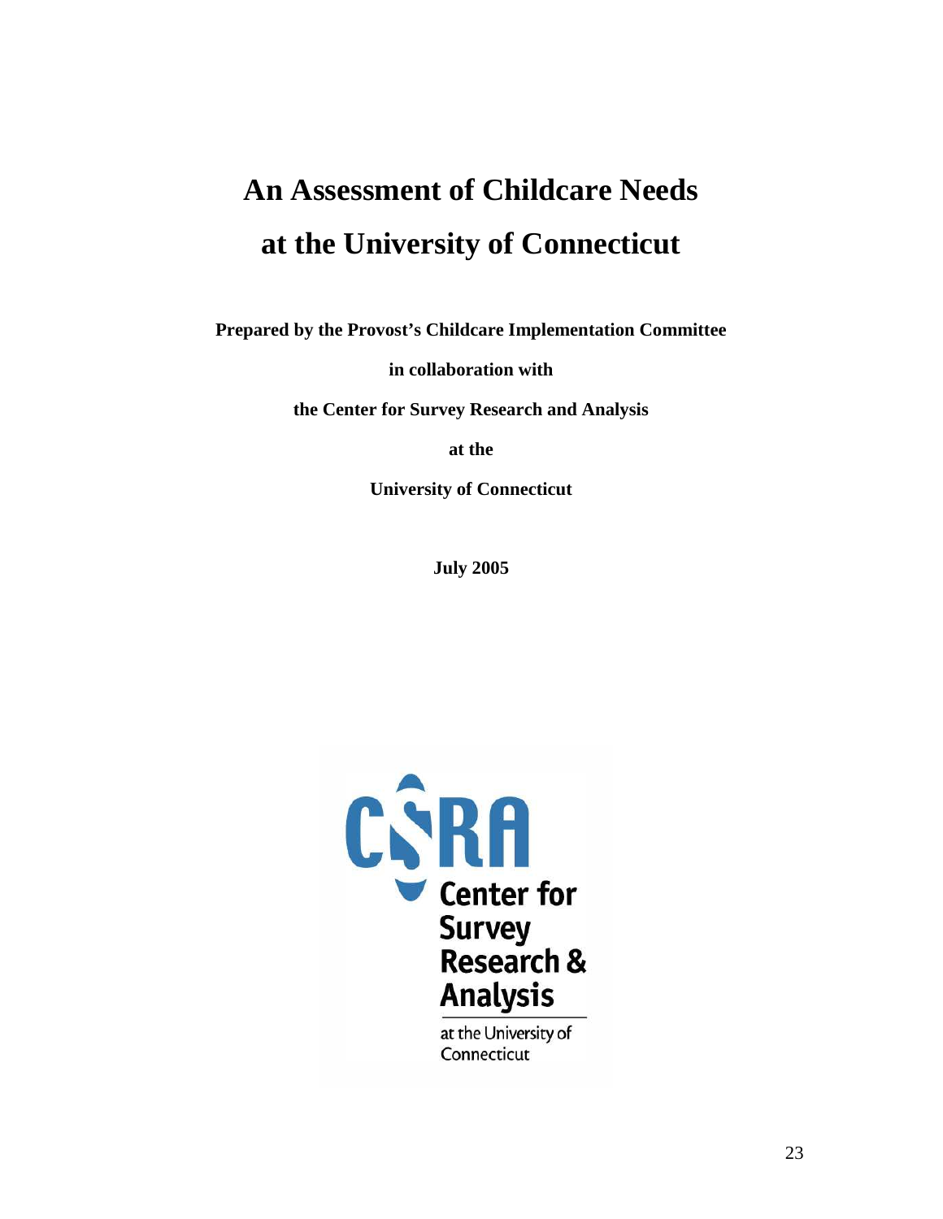# An Assessment of Childcare Needs at the University of Connecticut

**Prepared by the Provost's Childcare Implementation Committee**

**in collaboration with**

**the Center for Survey Research and Analysis**

**at the**

**University of Connecticut**

**July 2005**

CSRA Center for Survey Research & Analysis

at the University of Connecticut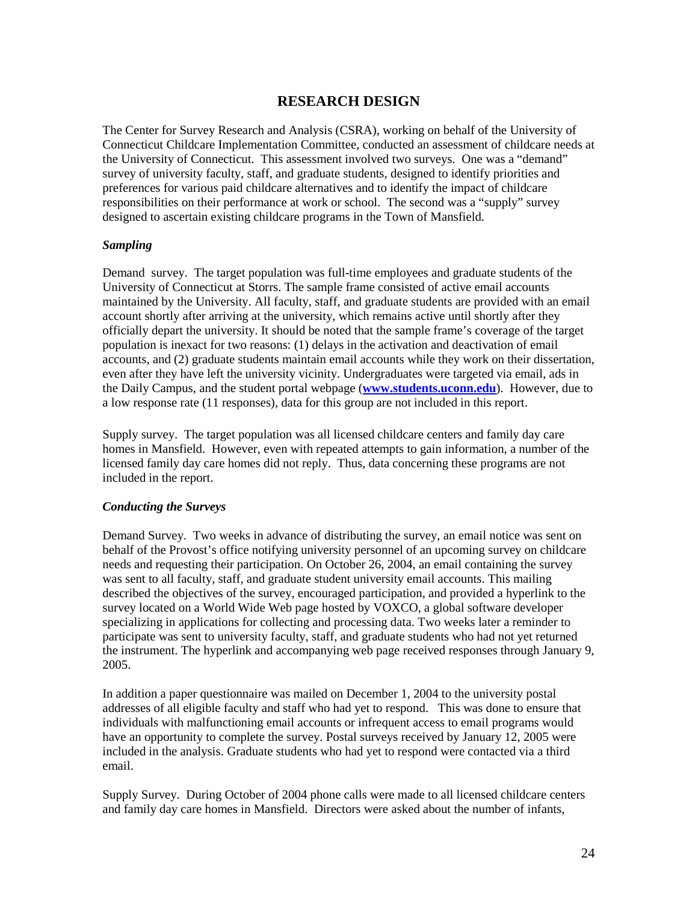# RESEARCH DESIGN

The Center for Survey Research and Analysis (CSRA), working on behalf of the University of Connecticut Childcare Implementation Committee, conducted an assessment of childcare needs at the University of Connecticut. This assessment involved two surveys. One was a "demand" survey of university faculty, staff, and graduate students, designed to identify priorities and preferences for various paid childcare alternatives and to identify the impact of childcare responsibilities on their performance at work or school. The second was a "supply" survey designed to ascertain existing childcare programs in the Town of Mansfield.

### *Sampling*

Demand survey. The target population was full-time employees and graduate students of the University of Connecticut at Storrs. The sample frame consisted of active email accounts maintained by the University. All faculty, staff, and graduate students are provided with an email account shortly after arriving at the university, which remains active until shortly after they officially depart the university. It should be noted that the sample frame's coverage of the target population is inexact for two reasons: (1) delays in the activation and deactivation of email accounts, and (2) graduate students maintain email accounts while they work on their dissertation, even after they have left the university vicinity. Undergraduates were targeted via email, ads in the Daily Campus, and the student portal webpage (**www.students.uconn.edu**). However, due to a low response rate (11 responses), data for this group are not included in this report.

Supply survey. The target population was all licensed childcare centers and family day care homes in Mansfield. However, even with repeated attempts to gain information, a number of the licensed family day care homes did not reply. Thus, data concerning these programs are not included in the report.

### *Conducting the Surveys*

Demand Survey. Two weeks in advance of distributing the survey, an email notice was sent on behalf of the Provost's office notifying university personnel of an upcoming survey on childcare needs and requesting their participation. On October 26, 2004, an email containing the survey was sent to all faculty, staff, and graduate student university email accounts. This mailing described the objectives of the survey, encouraged participation, and provided a hyperlink to the survey located on a World Wide Web page hosted by VOXCO, a global software developer specializing in applications for collecting and processing data. Two weeks later a reminder to participate was sent to university faculty, staff, and graduate students who had not yet returned the instrument. The hyperlink and accompanying web page received responses through January 9, 2005.

In addition a paper questionnaire was mailed on December 1, 2004 to the university postal addresses of all eligible faculty and staff who had yet to respond. This was done to ensure that individuals with malfunctioning email accounts or infrequent access to email programs would have an opportunity to complete the survey. Postal surveys received by January 12, 2005 were included in the analysis. Graduate students who had yet to respond were contacted via a third email.

Supply Survey. During October of 2004 phone calls were made to all licensed childcare centers and family day care homes in Mansfield. Directors were asked about the number of infants,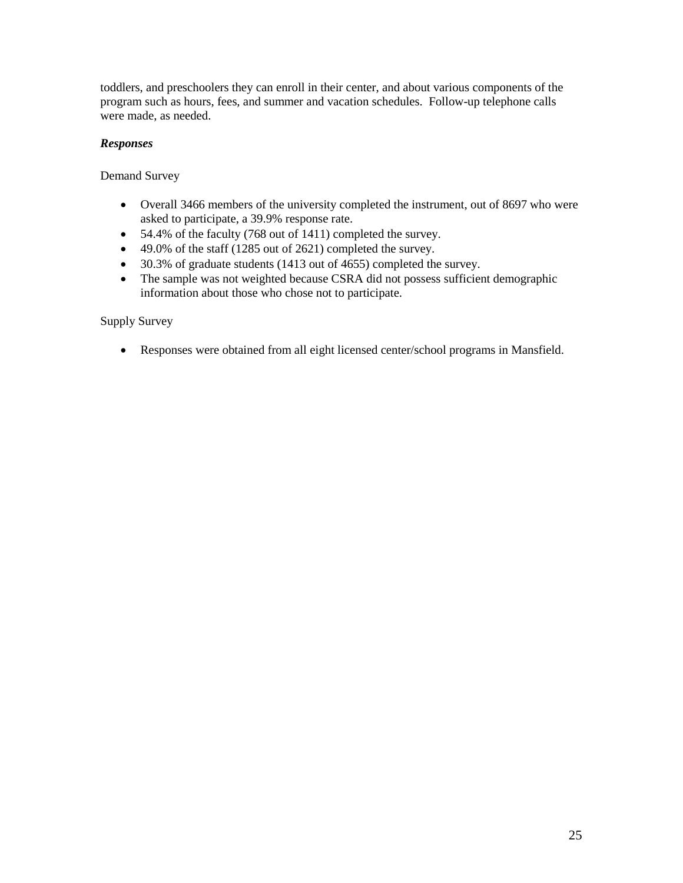toddlers, and preschoolers they can enroll in their center, and about various components of the program such as hours, fees, and summer and vacation schedules. Follow-up telephone calls were made, as needed.

***Responses***

Demand Survey

- Overall 3466 members of the university completed the instrument, out of 8697 who were asked to participate, a 39.9% response rate.
- 54.4% of the faculty (768 out of 1411) completed the survey.
- 49.0% of the staff (1285 out of 2621) completed the survey.
- 30.3% of graduate students (1413 out of 4655) completed the survey.
- The sample was not weighted because CSRA did not possess sufficient demographic information about those who chose not to participate.

Supply Survey

- Responses were obtained from all eight licensed center/school programs in Mansfield.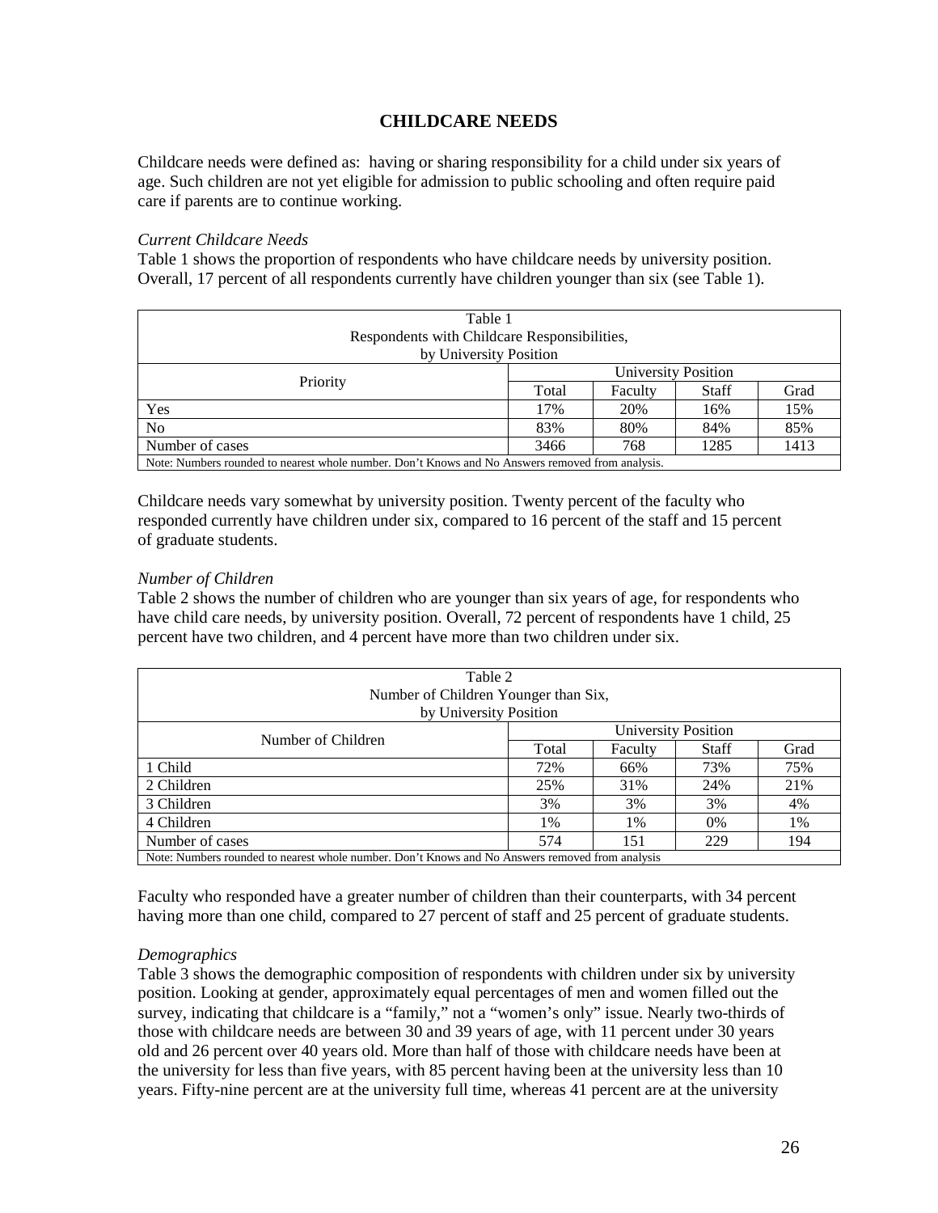## CHILDCARE NEEDS

Childcare needs were defined as: having or sharing responsibility for a child under six years of age. Such children are not yet eligible for admission to public schooling and often require paid care if parents are to continue working.

*Current Childcare Needs*

Table 1 shows the proportion of respondents who have childcare needs by university position. Overall, 17 percent of all respondents currently have children younger than six (see Table 1).

Table 1
Respondents with Childcare Responsibilities,
by University Position

| Priority | University Position | | | |
|---|---|---|---|---|
| | Total | Faculty | Staff | Grad |
| Yes | 17% | 20% | 16% | 15% |
| No | 83% | 80% | 84% | 85% |
| Number of cases | 3466 | 768 | 1285 | 1413 |

Note: Numbers rounded to nearest whole number. Don't Knows and No Answers removed from analysis.

Childcare needs vary somewhat by university position. Twenty percent of the faculty who responded currently have children under six, compared to 16 percent of the staff and 15 percent of graduate students.

*Number of Children*

Table 2 shows the number of children who are younger than six years of age, for respondents who have child care needs, by university position. Overall, 72 percent of respondents have 1 child, 25 percent have two children, and 4 percent have more than two children under six.

Table 2
Number of Children Younger than Six,
by University Position

| Number of Children | University Position | | | |
|---|---|---|---|---|
| | Total | Faculty | Staff | Grad |
| 1 Child | 72% | 66% | 73% | 75% |
| 2 Children | 25% | 31% | 24% | 21% |
| 3 Children | 3% | 3% | 3% | 4% |
| 4 Children | 1% | 1% | 0% | 1% |
| Number of cases | 574 | 151 | 229 | 194 |

Note: Numbers rounded to nearest whole number. Don't Knows and No Answers removed from analysis

Faculty who responded have a greater number of children than their counterparts, with 34 percent having more than one child, compared to 27 percent of staff and 25 percent of graduate students.

*Demographics*

Table 3 shows the demographic composition of respondents with children under six by university position. Looking at gender, approximately equal percentages of men and women filled out the survey, indicating that childcare is a "family," not a "women's only" issue. Nearly two-thirds of those with childcare needs are between 30 and 39 years of age, with 11 percent under 30 years old and 26 percent over 40 years old. More than half of those with childcare needs have been at the university for less than five years, with 85 percent having been at the university less than 10 years. Fifty-nine percent are at the university full time, whereas 41 percent are at the university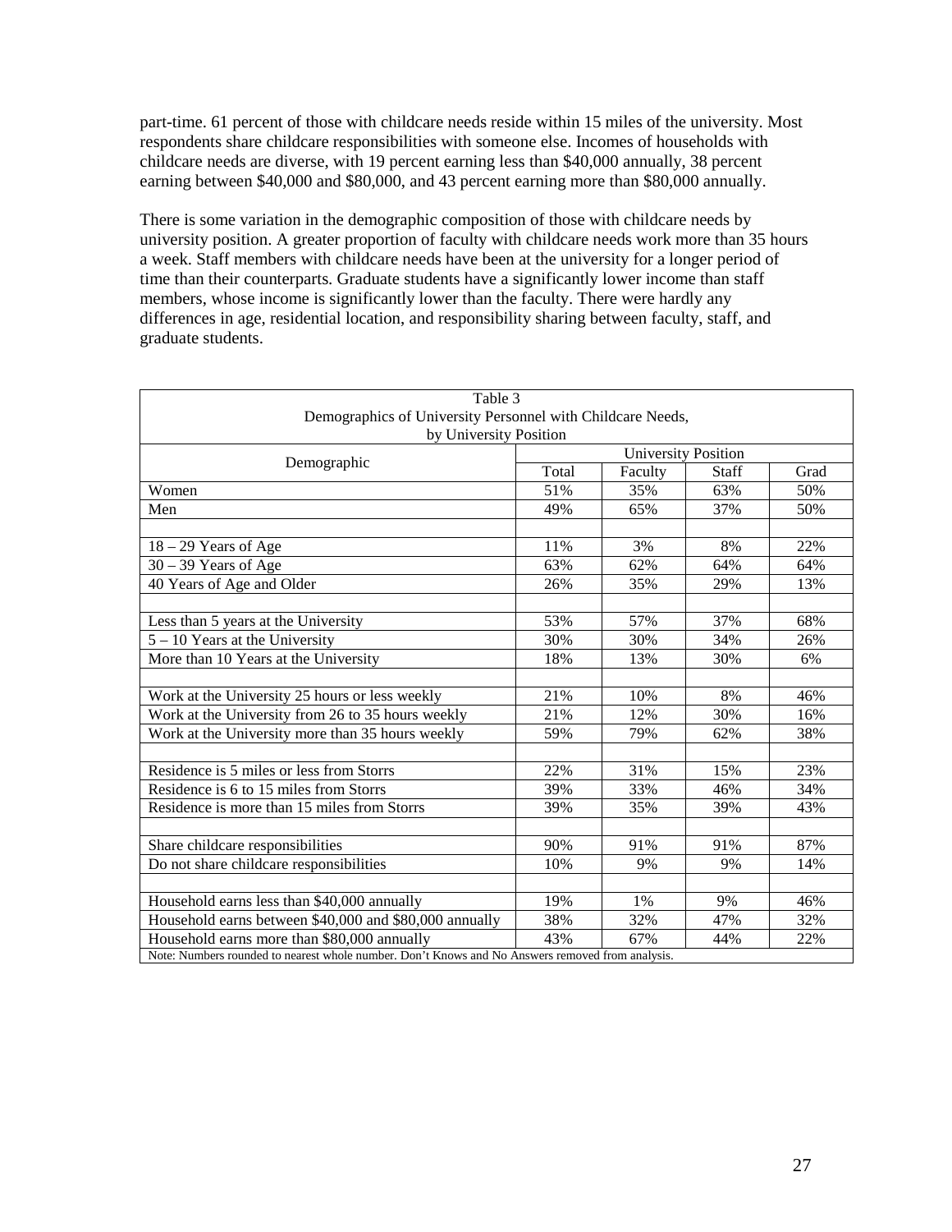part-time. 61 percent of those with childcare needs reside within 15 miles of the university. Most respondents share childcare responsibilities with someone else. Incomes of households with childcare needs are diverse, with 19 percent earning less than $40,000 annually, 38 percent earning between $40,000 and $80,000, and 43 percent earning more than $80,000 annually.

There is some variation in the demographic composition of those with childcare needs by university position. A greater proportion of faculty with childcare needs work more than 35 hours a week. Staff members with childcare needs have been at the university for a longer period of time than their counterparts. Graduate students have a significantly lower income than staff members, whose income is significantly lower than the faculty. There were hardly any differences in age, residential location, and responsibility sharing between faculty, staff, and graduate students.

Table 3
Demographics of University Personnel with Childcare Needs, by University Position

| Demographic | University Position | | | |
|---|---|---|---|---|
| | Total | Faculty | Staff | Grad |
| Women | 51% | 35% | 63% | 50% |
| Men | 49% | 65% | 37% | 50% |
| | | | | |
| 18 – 29 Years of Age | 11% | 3% | 8% | 22% |
| 30 – 39 Years of Age | 63% | 62% | 64% | 64% |
| 40 Years of Age and Older | 26% | 35% | 29% | 13% |
| | | | | |
| Less than 5 years at the University | 53% | 57% | 37% | 68% |
| 5 – 10 Years at the University | 30% | 30% | 34% | 26% |
| More than 10 Years at the University | 18% | 13% | 30% | 6% |
| | | | | |
| Work at the University 25 hours or less weekly | 21% | 10% | 8% | 46% |
| Work at the University from 26 to 35 hours weekly | 21% | 12% | 30% | 16% |
| Work at the University more than 35 hours weekly | 59% | 79% | 62% | 38% |
| | | | | |
| Residence is 5 miles or less from Storrs | 22% | 31% | 15% | 23% |
| Residence is 6 to 15 miles from Storrs | 39% | 33% | 46% | 34% |
| Residence is more than 15 miles from Storrs | 39% | 35% | 39% | 43% |
| | | | | |
| Share childcare responsibilities | 90% | 91% | 91% | 87% |
| Do not share childcare responsibilities | 10% | 9% | 9% | 14% |
| | | | | |
| Household earns less than $40,000 annually | 19% | 1% | 9% | 46% |
| Household earns between $40,000 and $80,000 annually | 38% | 32% | 47% | 32% |
| Household earns more than $80,000 annually | 43% | 67% | 44% | 22% |

Note: Numbers rounded to nearest whole number. Don't Knows and No Answers removed from analysis.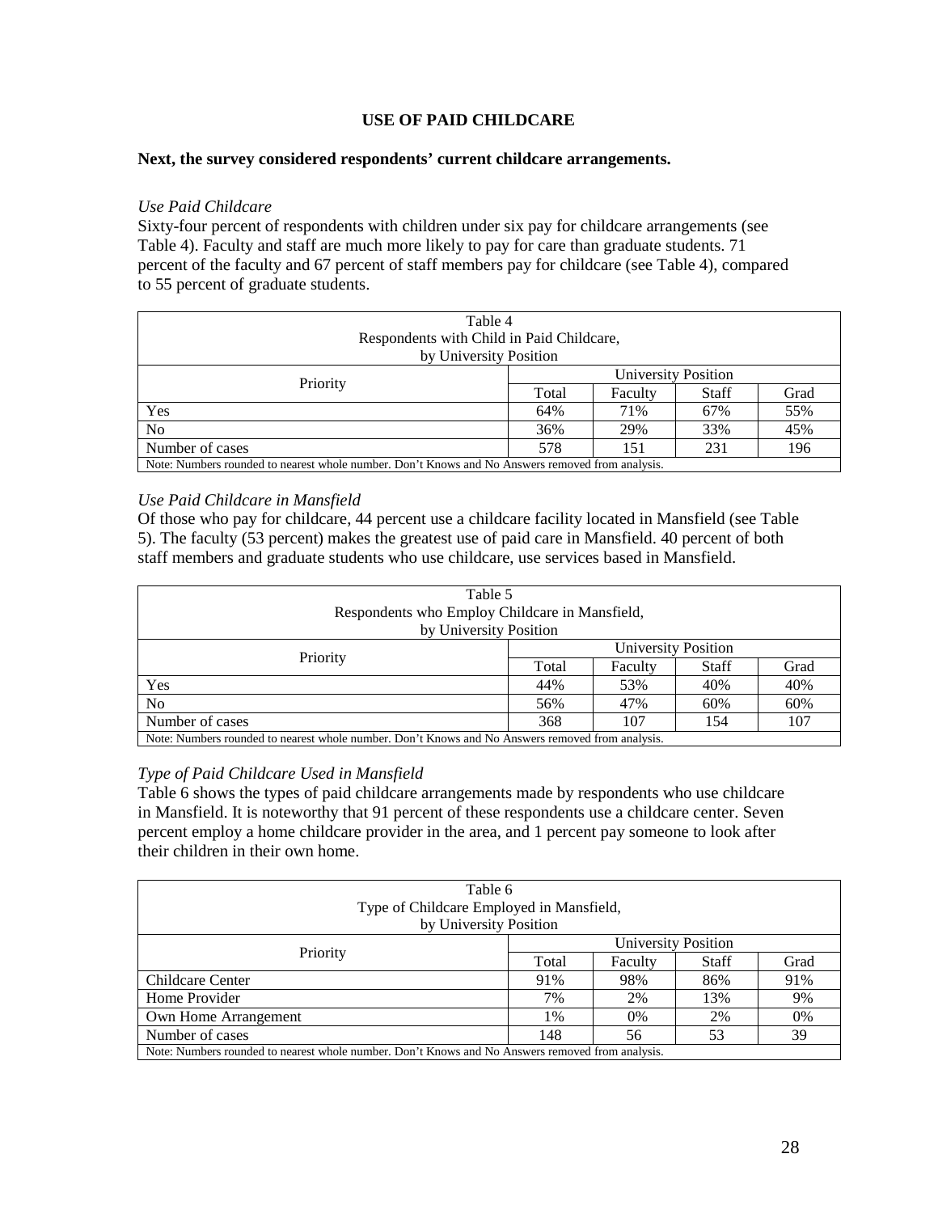# USE OF PAID CHILDCARE

**Next, the survey considered respondents' current childcare arrangements.**

*Use Paid Childcare*

Sixty-four percent of respondents with children under six pay for childcare arrangements (see Table 4). Faculty and staff are much more likely to pay for care than graduate students. 71 percent of the faculty and 67 percent of staff members pay for childcare (see Table 4), compared to 55 percent of graduate students.

Table 4
Respondents with Child in Paid Childcare,
by University Position

| Priority | University Position | | | |
|---|---|---|---|---|
| | Total | Faculty | Staff | Grad |
| Yes | 64% | 71% | 67% | 55% |
| No | 36% | 29% | 33% | 45% |
| Number of cases | 578 | 151 | 231 | 196 |

Note: Numbers rounded to nearest whole number. Don't Knows and No Answers removed from analysis.

*Use Paid Childcare in Mansfield*

Of those who pay for childcare, 44 percent use a childcare facility located in Mansfield (see Table 5). The faculty (53 percent) makes the greatest use of paid care in Mansfield. 40 percent of both staff members and graduate students who use childcare, use services based in Mansfield.

Table 5
Respondents who Employ Childcare in Mansfield,
by University Position

| Priority | University Position | | | |
|---|---|---|---|---|
| | Total | Faculty | Staff | Grad |
| Yes | 44% | 53% | 40% | 40% |
| No | 56% | 47% | 60% | 60% |
| Number of cases | 368 | 107 | 154 | 107 |

Note: Numbers rounded to nearest whole number. Don't Knows and No Answers removed from analysis.

*Type of Paid Childcare Used in Mansfield*

Table 6 shows the types of paid childcare arrangements made by respondents who use childcare in Mansfield. It is noteworthy that 91 percent of these respondents use a childcare center. Seven percent employ a home childcare provider in the area, and 1 percent pay someone to look after their children in their own home.

Table 6
Type of Childcare Employed in Mansfield,
by University Position

| Priority | University Position | | | |
|---|---|---|---|---|
| | Total | Faculty | Staff | Grad |
| Childcare Center | 91% | 98% | 86% | 91% |
| Home Provider | 7% | 2% | 13% | 9% |
| Own Home Arrangement | 1% | 0% | 2% | 0% |
| Number of cases | 148 | 56 | 53 | 39 |

Note: Numbers rounded to nearest whole number. Don't Knows and No Answers removed from analysis.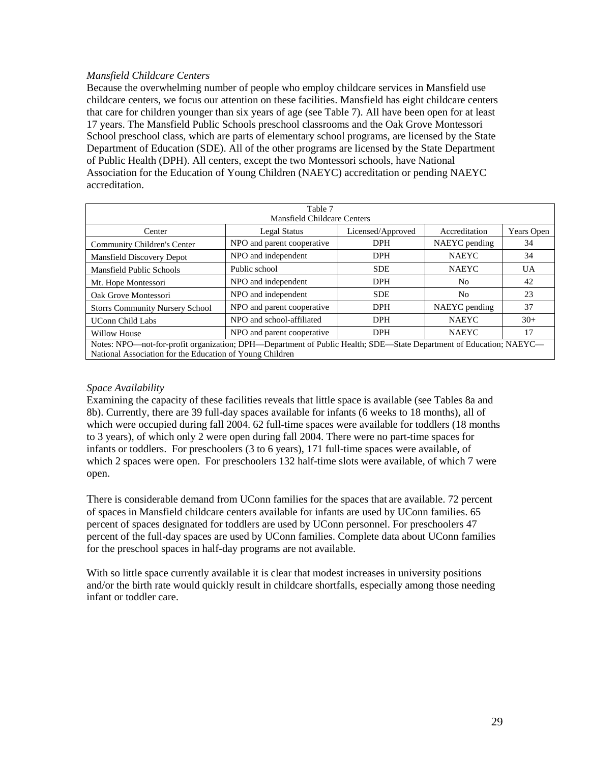*Mansfield Childcare Centers*

Because the overwhelming number of people who employ childcare services in Mansfield use childcare centers, we focus our attention on these facilities. Mansfield has eight childcare centers that care for children younger than six years of age (see Table 7). All have been open for at least 17 years. The Mansfield Public Schools preschool classrooms and the Oak Grove Montessori School preschool class, which are parts of elementary school programs, are licensed by the State Department of Education (SDE). All of the other programs are licensed by the State Department of Public Health (DPH). All centers, except the two Montessori schools, have National Association for the Education of Young Children (NAEYC) accreditation or pending NAEYC accreditation.

Table 7
Mansfield Childcare Centers

| Center | Legal Status | Licensed/Approved | Accreditation | Years Open |
|---|---|---|---|---|
| Community Children's Center | NPO and parent cooperative | DPH | NAEYC pending | 34 |
| Mansfield Discovery Depot | NPO and independent | DPH | NAEYC | 34 |
| Mansfield Public Schools | Public school | SDE | NAEYC | UA |
| Mt. Hope Montessori | NPO and independent | DPH | No | 42 |
| Oak Grove Montessori | NPO and independent | SDE | No | 23 |
| Storrs Community Nursery School | NPO and parent cooperative | DPH | NAEYC pending | 37 |
| UConn Child Labs | NPO and school-affiliated | DPH | NAEYC | 30+ |
| Willow House | NPO and parent cooperative | DPH | NAEYC | 17 |

Notes: NPO—not-for-profit organization; DPH—Department of Public Health; SDE—State Department of Education; NAEYC—National Association for the Education of Young Children

*Space Availability*

Examining the capacity of these facilities reveals that little space is available (see Tables 8a and 8b). Currently, there are 39 full-day spaces available for infants (6 weeks to 18 months), all of which were occupied during fall 2004. 62 full-time spaces were available for toddlers (18 months to 3 years), of which only 2 were open during fall 2004. There were no part-time spaces for infants or toddlers. For preschoolers (3 to 6 years), 171 full-time spaces were available, of which 2 spaces were open. For preschoolers 132 half-time slots were available, of which 7 were open.

There is considerable demand from UConn families for the spaces that are available. 72 percent of spaces in Mansfield childcare centers available for infants are used by UConn families. 65 percent of spaces designated for toddlers are used by UConn personnel. For preschoolers 47 percent of the full-day spaces are used by UConn families. Complete data about UConn families for the preschool spaces in half-day programs are not available.

With so little space currently available it is clear that modest increases in university positions and/or the birth rate would quickly result in childcare shortfalls, especially among those needing infant or toddler care.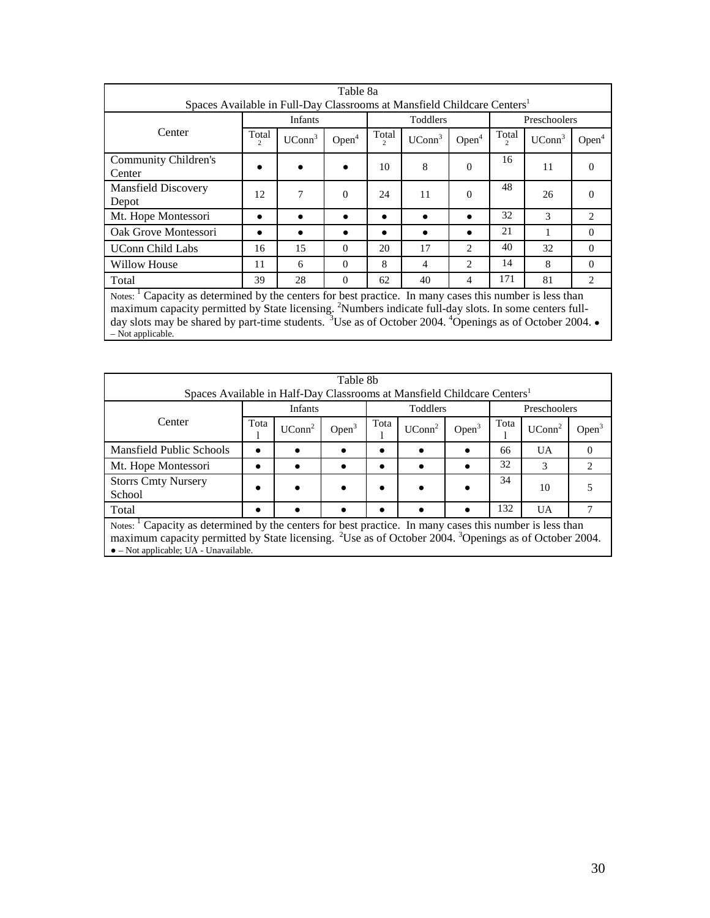Table 8a
Spaces Available in Full-Day Classrooms at Mansfield Childcare Centers[1]

| Center | Infants | | | Toddlers | | | Preschoolers | | |
|---|---|---|---|---|---|---|---|---|---|
| | Total[2] | UConn[3] | Open[4] | Total[2] | UConn[3] | Open[4] | Total[2] | UConn[3] | Open[4] |
| Community Children's Center | ● | ● | ● | 10 | 8 | 0 | 16 | 11 | 0 |
| Mansfield Discovery Depot | 12 | 7 | 0 | 24 | 11 | 0 | 48 | 26 | 0 |
| Mt. Hope Montessori | ● | ● | ● | ● | ● | ● | 32 | 3 | 2 |
| Oak Grove Montessori | ● | ● | ● | ● | ● | ● | 21 | 1 | 0 |
| UConn Child Labs | 16 | 15 | 0 | 20 | 17 | 2 | 40 | 32 | 0 |
| Willow House | 11 | 6 | 0 | 8 | 4 | 2 | 14 | 8 | 0 |
| Total | 39 | 28 | 0 | 62 | 40 | 4 | 171 | 81 | 2 |

Notes: [1] Capacity as determined by the centers for best practice. In many cases this number is less than maximum capacity permitted by State licensing. [2]Numbers indicate full-day slots. In some centers full-day slots may be shared by part-time students. [3]Use as of October 2004. [4]Openings as of October 2004. ● – Not applicable.

Table 8b
Spaces Available in Half-Day Classrooms at Mansfield Childcare Centers[1]

| Center | Infants | | | Toddlers | | | Preschoolers | | |
|---|---|---|---|---|---|---|---|---|---|
| | Total | UConn[2] | Open[3] | Total | UConn[2] | Open[3] | Total | UConn[2] | Open[3] |
| Mansfield Public Schools | ● | ● | ● | ● | ● | ● | 66 | UA | 0 |
| Mt. Hope Montessori | ● | ● | ● | ● | ● | ● | 32 | 3 | 2 |
| Storrs Cmty Nursery School | ● | ● | ● | ● | ● | ● | 34 | 10 | 5 |
| Total | ● | ● | ● | ● | ● | ● | 132 | UA | 7 |

Notes: [1] Capacity as determined by the centers for best practice. In many cases this number is less than maximum capacity permitted by State licensing. [2]Use as of October 2004. [3]Openings as of October 2004. ● – Not applicable; UA - Unavailable.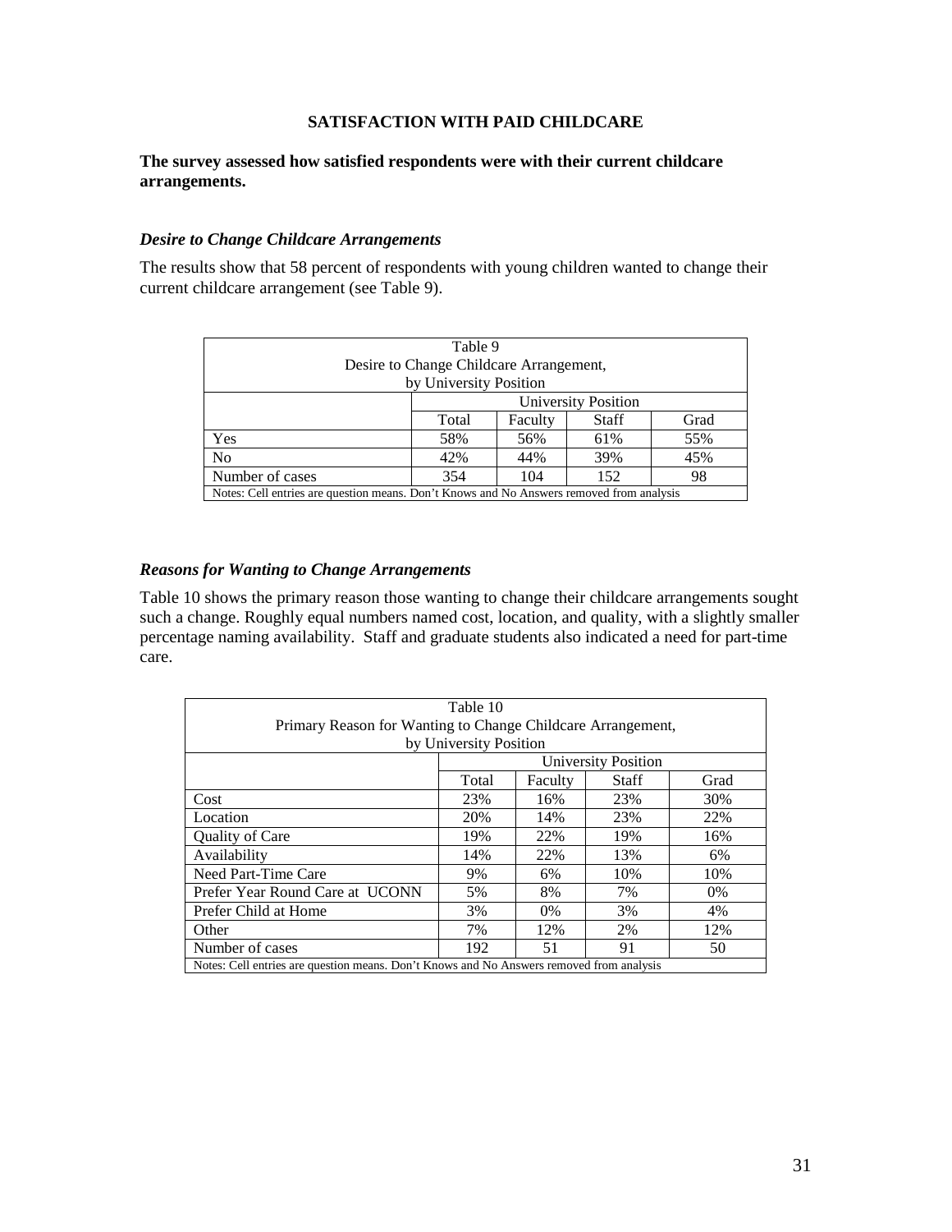## SATISFACTION WITH PAID CHILDCARE

**The survey assessed how satisfied respondents were with their current childcare arrangements.**

### *Desire to Change Childcare Arrangements*

The results show that 58 percent of respondents with young children wanted to change their current childcare arrangement (see Table 9).

Table 9
Desire to Change Childcare Arrangement,
by University Position

| | University Position | | | |
|---|---|---|---|---|
| | Total | Faculty | Staff | Grad |
| Yes | 58% | 56% | 61% | 55% |
| No | 42% | 44% | 39% | 45% |
| Number of cases | 354 | 104 | 152 | 98 |

Notes: Cell entries are question means. Don't Knows and No Answers removed from analysis

### *Reasons for Wanting to Change Arrangements*

Table 10 shows the primary reason those wanting to change their childcare arrangements sought such a change. Roughly equal numbers named cost, location, and quality, with a slightly smaller percentage naming availability. Staff and graduate students also indicated a need for part-time care.

Table 10
Primary Reason for Wanting to Change Childcare Arrangement,
by University Position

| | University Position | | | |
|---|---|---|---|---|
| | Total | Faculty | Staff | Grad |
| Cost | 23% | 16% | 23% | 30% |
| Location | 20% | 14% | 23% | 22% |
| Quality of Care | 19% | 22% | 19% | 16% |
| Availability | 14% | 22% | 13% | 6% |
| Need Part-Time Care | 9% | 6% | 10% | 10% |
| Prefer Year Round Care at UCONN | 5% | 8% | 7% | 0% |
| Prefer Child at Home | 3% | 0% | 3% | 4% |
| Other | 7% | 12% | 2% | 12% |
| Number of cases | 192 | 51 | 91 | 50 |

Notes: Cell entries are question means. Don't Knows and No Answers removed from analysis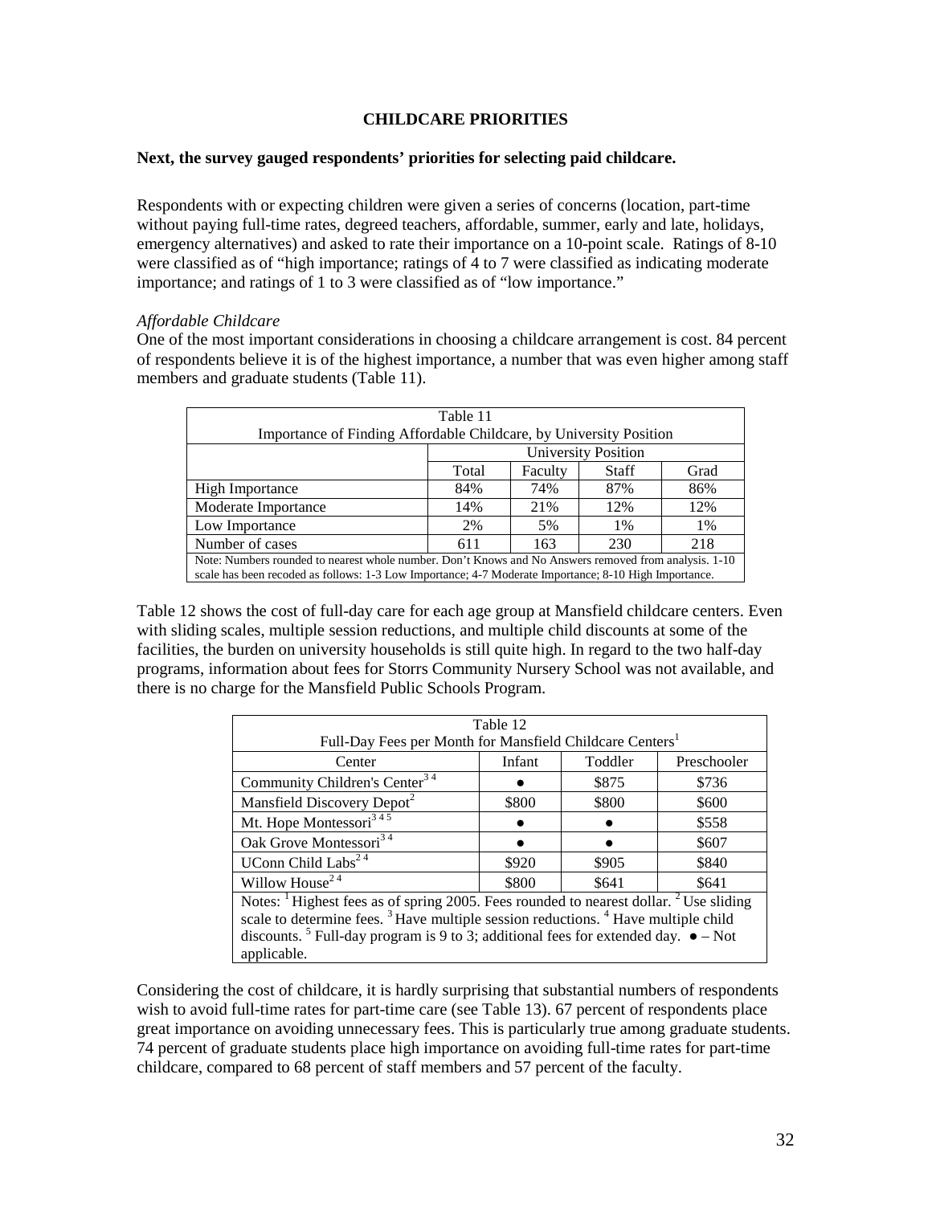## CHILDCARE PRIORITIES

**Next, the survey gauged respondents' priorities for selecting paid childcare.**

Respondents with or expecting children were given a series of concerns (location, part-time without paying full-time rates, degreed teachers, affordable, summer, early and late, holidays, emergency alternatives) and asked to rate their importance on a 10-point scale. Ratings of 8-10 were classified as of "high importance; ratings of 4 to 7 were classified as indicating moderate importance; and ratings of 1 to 3 were classified as of "low importance."

*Affordable Childcare*

One of the most important considerations in choosing a childcare arrangement is cost. 84 percent of respondents believe it is of the highest importance, a number that was even higher among staff members and graduate students (Table 11).

Table 11
Importance of Finding Affordable Childcare, by University Position

| | University Position | | | |
|---|---|---|---|---|
| | Total | Faculty | Staff | Grad |
| High Importance | 84% | 74% | 87% | 86% |
| Moderate Importance | 14% | 21% | 12% | 12% |
| Low Importance | 2% | 5% | 1% | 1% |
| Number of cases | 611 | 163 | 230 | 218 |

Note: Numbers rounded to nearest whole number. Don't Knows and No Answers removed from analysis. 1-10 scale has been recoded as follows: 1-3 Low Importance; 4-7 Moderate Importance; 8-10 High Importance.

Table 12 shows the cost of full-day care for each age group at Mansfield childcare centers. Even with sliding scales, multiple session reductions, and multiple child discounts at some of the facilities, the burden on university households is still quite high. In regard to the two half-day programs, information about fees for Storrs Community Nursery School was not available, and there is no charge for the Mansfield Public Schools Program.

Table 12
Full-Day Fees per Month for Mansfield Childcare Centers[1]

| Center | Infant | Toddler | Preschooler |
|---|---|---|---|
| Community Children's Center[3 4] | ● | $875 | $736 |
| Mansfield Discovery Depot[2] | $800 | $800 | $600 |
| Mt. Hope Montessori[3 4 5] | ● | ● | $558 |
| Oak Grove Montessori[3 4] | ● | ● | $607 |
| UConn Child Labs[2 4] | $920 | $905 | $840 |
| Willow House[2 4] | $800 | $641 | $641 |

Notes: [1] Highest fees as of spring 2005. Fees rounded to nearest dollar. [2] Use sliding scale to determine fees. [3] Have multiple session reductions. [4] Have multiple child discounts. [5] Full-day program is 9 to 3; additional fees for extended day. ● – Not applicable.

Considering the cost of childcare, it is hardly surprising that substantial numbers of respondents wish to avoid full-time rates for part-time care (see Table 13). 67 percent of respondents place great importance on avoiding unnecessary fees. This is particularly true among graduate students. 74 percent of graduate students place high importance on avoiding full-time rates for part-time childcare, compared to 68 percent of staff members and 57 percent of the faculty.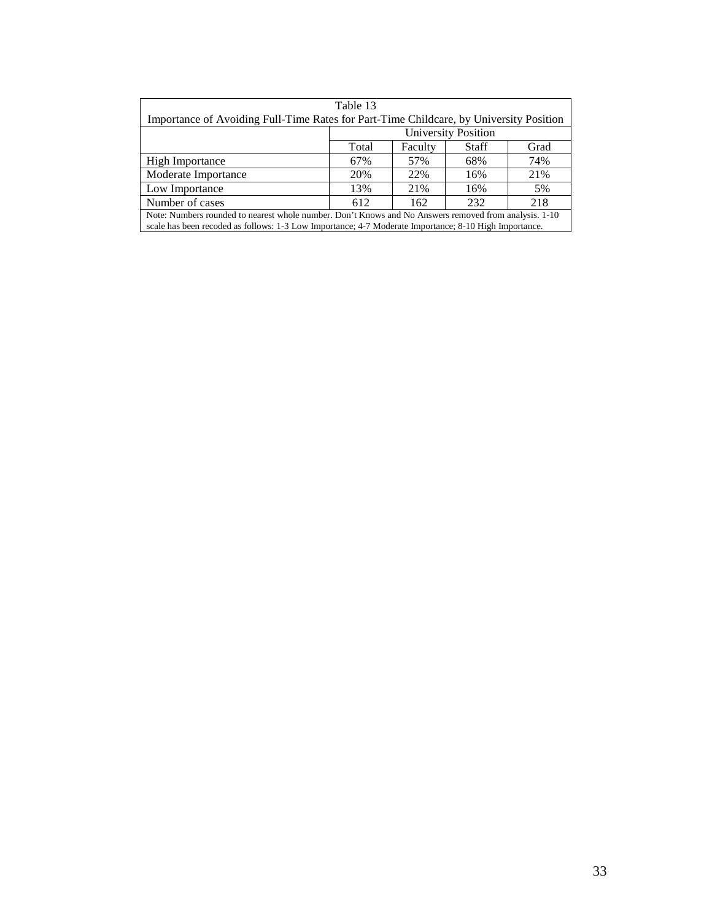Table 13

Importance of Avoiding Full-Time Rates for Part-Time Childcare, by University Position

| | University Position | | | |
|---|---|---|---|---|
| | Total | Faculty | Staff | Grad |
| High Importance | 67% | 57% | 68% | 74% |
| Moderate Importance | 20% | 22% | 16% | 21% |
| Low Importance | 13% | 21% | 16% | 5% |
| Number of cases | 612 | 162 | 232 | 218 |

Note: Numbers rounded to nearest whole number. Don't Knows and No Answers removed from analysis. 1-10 scale has been recoded as follows: 1-3 Low Importance; 4-7 Moderate Importance; 8-10 High Importance.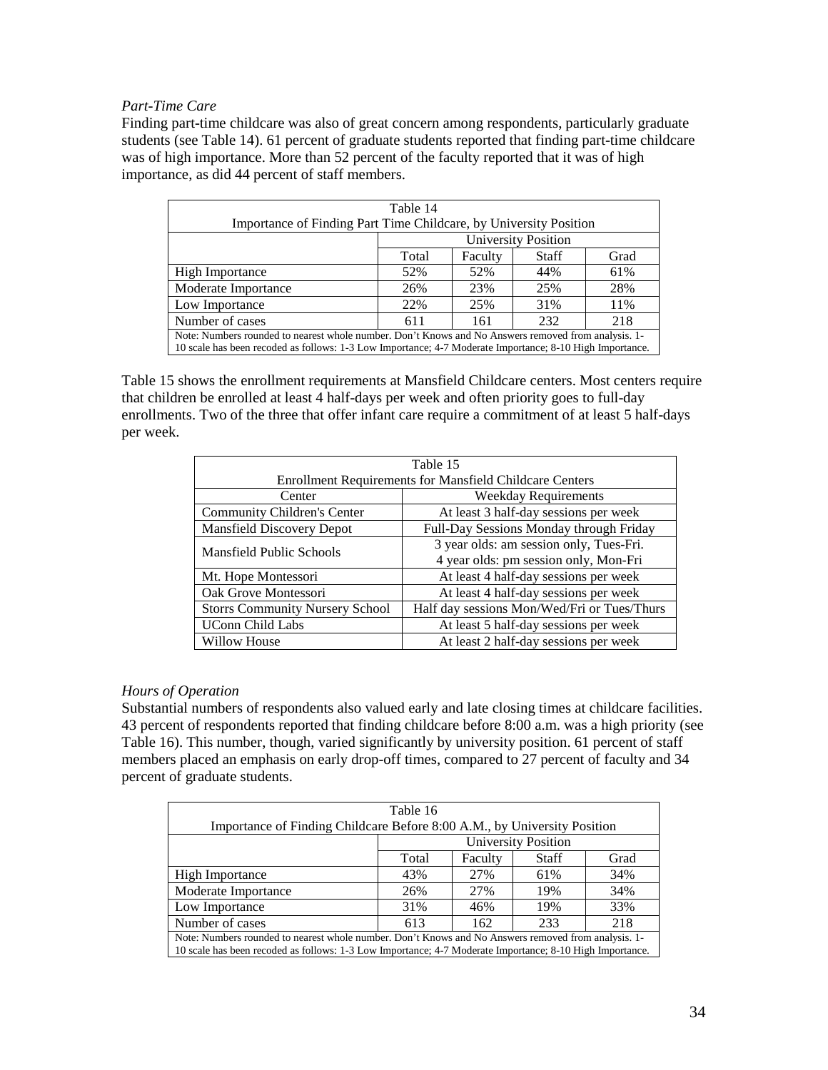*Part-Time Care*

Finding part-time childcare was also of great concern among respondents, particularly graduate students (see Table 14). 61 percent of graduate students reported that finding part-time childcare was of high importance. More than 52 percent of the faculty reported that it was of high importance, as did 44 percent of staff members.

Table 14
Importance of Finding Part Time Childcare, by University Position

| | University Position | | | |
|---|---|---|---|---|
| | Total | Faculty | Staff | Grad |
| High Importance | 52% | 52% | 44% | 61% |
| Moderate Importance | 26% | 23% | 25% | 28% |
| Low Importance | 22% | 25% | 31% | 11% |
| Number of cases | 611 | 161 | 232 | 218 |

Note: Numbers rounded to nearest whole number. Don't Knows and No Answers removed from analysis. 1-10 scale has been recoded as follows: 1-3 Low Importance; 4-7 Moderate Importance; 8-10 High Importance.

Table 15 shows the enrollment requirements at Mansfield Childcare centers. Most centers require that children be enrolled at least 4 half-days per week and often priority goes to full-day enrollments. Two of the three that offer infant care require a commitment of at least 5 half-days per week.

Table 15
Enrollment Requirements for Mansfield Childcare Centers

| Center | Weekday Requirements |
|---|---|
| Community Children's Center | At least 3 half-day sessions per week |
| Mansfield Discovery Depot | Full-Day Sessions Monday through Friday |
| Mansfield Public Schools | 3 year olds: am session only, Tues-Fri.<br>4 year olds: pm session only, Mon-Fri |
| Mt. Hope Montessori | At least 4 half-day sessions per week |
| Oak Grove Montessori | At least 4 half-day sessions per week |
| Storrs Community Nursery School | Half day sessions Mon/Wed/Fri or Tues/Thurs |
| UConn Child Labs | At least 5 half-day sessions per week |
| Willow House | At least 2 half-day sessions per week |

*Hours of Operation*

Substantial numbers of respondents also valued early and late closing times at childcare facilities. 43 percent of respondents reported that finding childcare before 8:00 a.m. was a high priority (see Table 16). This number, though, varied significantly by university position. 61 percent of staff members placed an emphasis on early drop-off times, compared to 27 percent of faculty and 34 percent of graduate students.

Table 16
Importance of Finding Childcare Before 8:00 A.M., by University Position

| | University Position | | | |
|---|---|---|---|---|
| | Total | Faculty | Staff | Grad |
| High Importance | 43% | 27% | 61% | 34% |
| Moderate Importance | 26% | 27% | 19% | 34% |
| Low Importance | 31% | 46% | 19% | 33% |
| Number of cases | 613 | 162 | 233 | 218 |

Note: Numbers rounded to nearest whole number. Don't Knows and No Answers removed from analysis. 1-10 scale has been recoded as follows: 1-3 Low Importance; 4-7 Moderate Importance; 8-10 High Importance.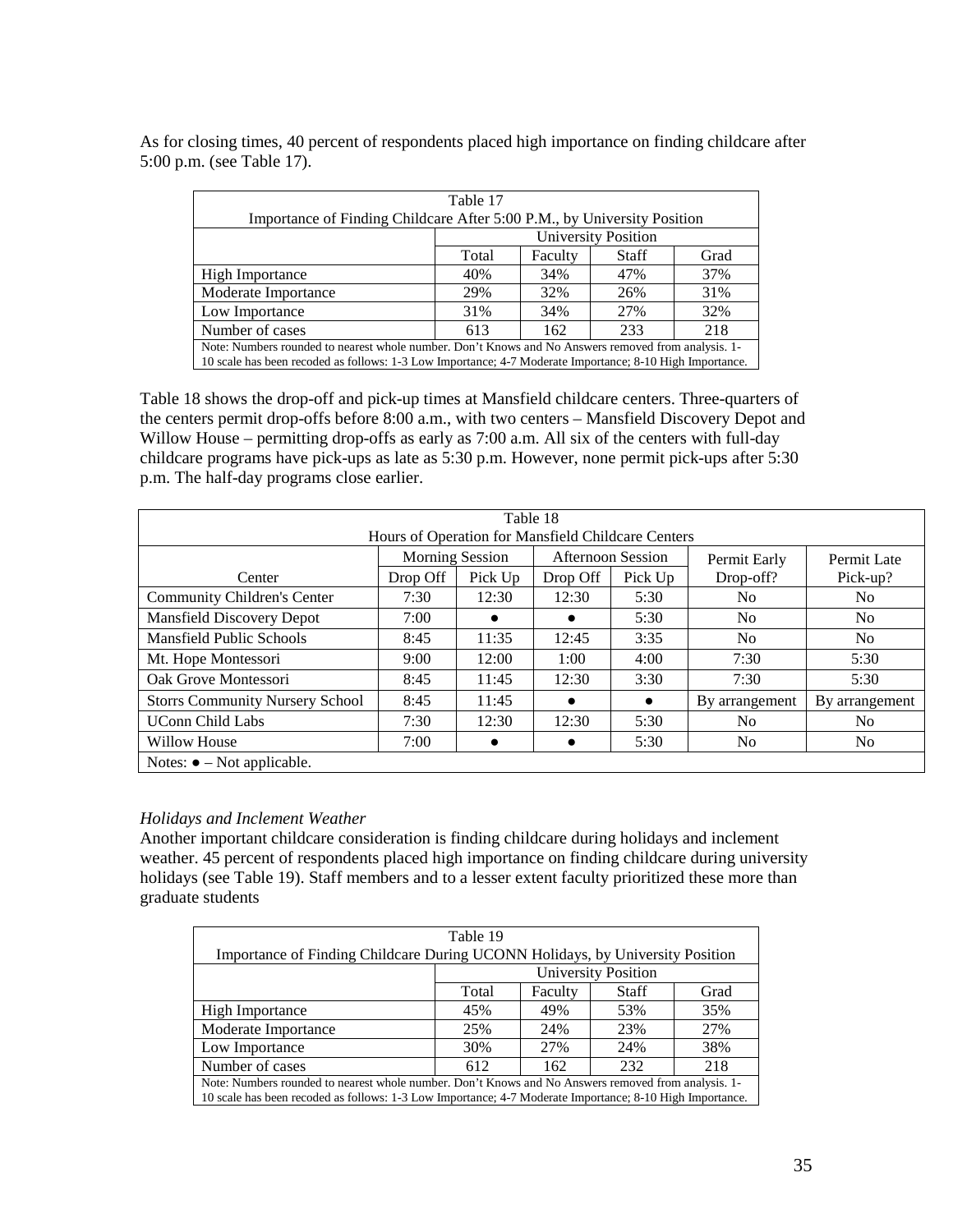As for closing times, 40 percent of respondents placed high importance on finding childcare after 5:00 p.m. (see Table 17).

| Table 17<br>Importance of Finding Childcare After 5:00 P.M., by University Position | | | | |
|---|---|---|---|---|
| | University Position | | | |
| | Total | Faculty | Staff | Grad |
| High Importance | 40% | 34% | 47% | 37% |
| Moderate Importance | 29% | 32% | 26% | 31% |
| Low Importance | 31% | 34% | 27% | 32% |
| Number of cases | 613 | 162 | 233 | 218 |
| Note: Numbers rounded to nearest whole number. Don't Knows and No Answers removed from analysis. 1-10 scale has been recoded as follows: 1-3 Low Importance; 4-7 Moderate Importance; 8-10 High Importance. | | | | |

Table 18 shows the drop-off and pick-up times at Mansfield childcare centers. Three-quarters of the centers permit drop-offs before 8:00 a.m., with two centers – Mansfield Discovery Depot and Willow House – permitting drop-offs as early as 7:00 a.m. All six of the centers with full-day childcare programs have pick-ups as late as 5:30 p.m. However, none permit pick-ups after 5:30 p.m. The half-day programs close earlier.

| Table 18<br>Hours of Operation for Mansfield Childcare Centers | | | | | | |
|---|---|---|---|---|---|---|
| | Morning Session | | Afternoon Session | | Permit Early | Permit Late |
| Center | Drop Off | Pick Up | Drop Off | Pick Up | Drop-off? | Pick-up? |
| Community Children's Center | 7:30 | 12:30 | 12:30 | 5:30 | No | No |
| Mansfield Discovery Depot | 7:00 | ● | ● | 5:30 | No | No |
| Mansfield Public Schools | 8:45 | 11:35 | 12:45 | 3:35 | No | No |
| Mt. Hope Montessori | 9:00 | 12:00 | 1:00 | 4:00 | 7:30 | 5:30 |
| Oak Grove Montessori | 8:45 | 11:45 | 12:30 | 3:30 | 7:30 | 5:30 |
| Storrs Community Nursery School | 8:45 | 11:45 | ● | ● | By arrangement | By arrangement |
| UConn Child Labs | 7:30 | 12:30 | 12:30 | 5:30 | No | No |
| Willow House | 7:00 | ● | ● | 5:30 | No | No |
| Notes: ● – Not applicable. | | | | | | |

*Holidays and Inclement Weather*

Another important childcare consideration is finding childcare during holidays and inclement weather. 45 percent of respondents placed high importance on finding childcare during university holidays (see Table 19). Staff members and to a lesser extent faculty prioritized these more than graduate students

| Table 19<br>Importance of Finding Childcare During UCONN Holidays, by University Position | | | | |
|---|---|---|---|---|
| | University Position | | | |
| | Total | Faculty | Staff | Grad |
| High Importance | 45% | 49% | 53% | 35% |
| Moderate Importance | 25% | 24% | 23% | 27% |
| Low Importance | 30% | 27% | 24% | 38% |
| Number of cases | 612 | 162 | 232 | 218 |
| Note: Numbers rounded to nearest whole number. Don't Knows and No Answers removed from analysis. 1-10 scale has been recoded as follows: 1-3 Low Importance; 4-7 Moderate Importance; 8-10 High Importance. | | | | |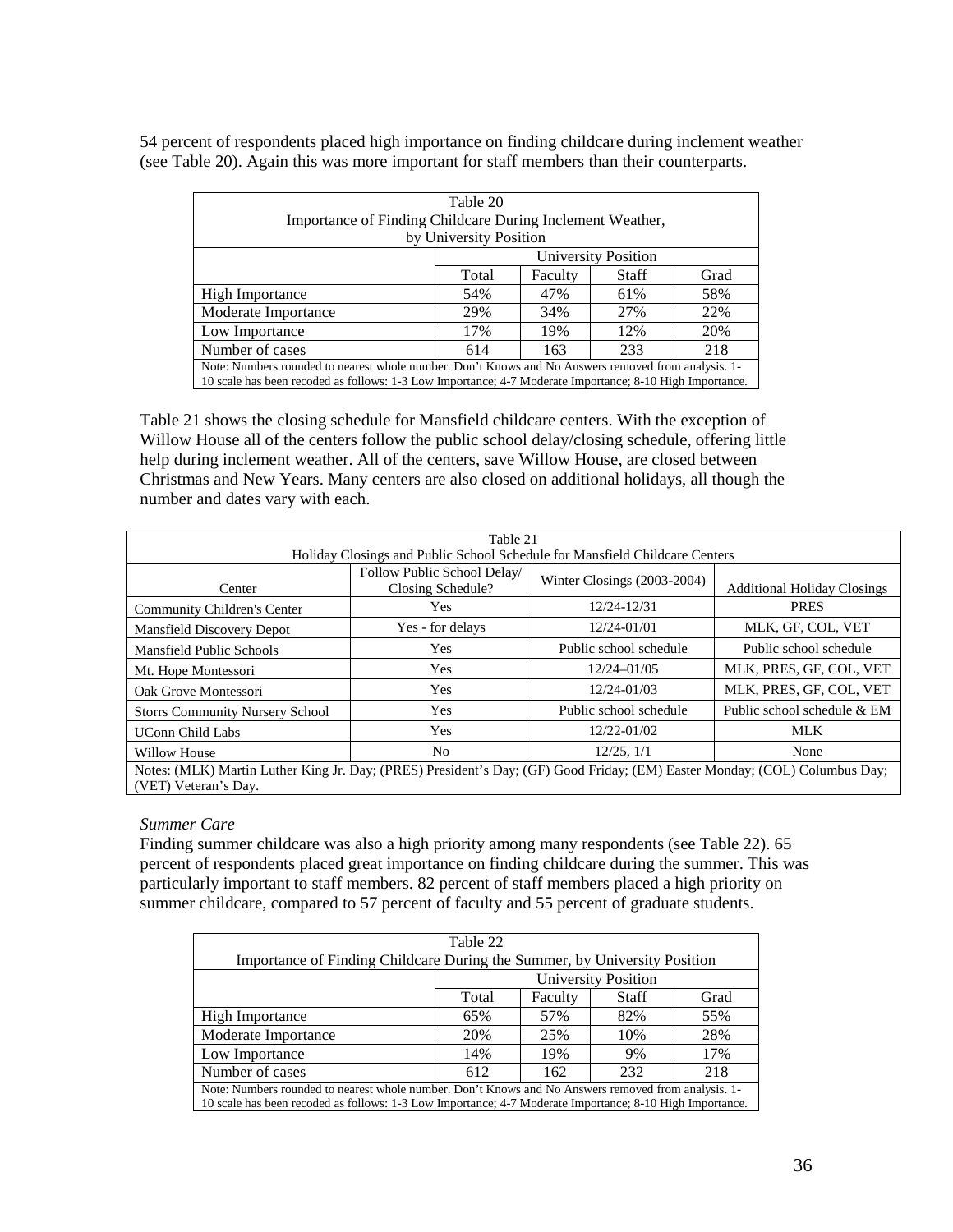54 percent of respondents placed high importance on finding childcare during inclement weather (see Table 20). Again this was more important for staff members than their counterparts.

| Table 20<br>Importance of Finding Childcare During Inclement Weather,<br>by University Position | | | | |
|---|---|---|---|---|
| | University Position | | | |
| | Total | Faculty | Staff | Grad |
| High Importance | 54% | 47% | 61% | 58% |
| Moderate Importance | 29% | 34% | 27% | 22% |
| Low Importance | 17% | 19% | 12% | 20% |
| Number of cases | 614 | 163 | 233 | 218 |

Note: Numbers rounded to nearest whole number. Don't Knows and No Answers removed from analysis. 1-10 scale has been recoded as follows: 1-3 Low Importance; 4-7 Moderate Importance; 8-10 High Importance.

Table 21 shows the closing schedule for Mansfield childcare centers. With the exception of Willow House all of the centers follow the public school delay/closing schedule, offering little help during inclement weather. All of the centers, save Willow House, are closed between Christmas and New Years. Many centers are also closed on additional holidays, all though the number and dates vary with each.

| Table 21<br>Holiday Closings and Public School Schedule for Mansfield Childcare Centers | | | |
|---|---|---|---|
| Center | Follow Public School Delay/ Closing Schedule? | Winter Closings (2003-2004) | Additional Holiday Closings |
| Community Children's Center | Yes | 12/24-12/31 | PRES |
| Mansfield Discovery Depot | Yes - for delays | 12/24-01/01 | MLK, GF, COL, VET |
| Mansfield Public Schools | Yes | Public school schedule | Public school schedule |
| Mt. Hope Montessori | Yes | 12/24–01/05 | MLK, PRES, GF, COL, VET |
| Oak Grove Montessori | Yes | 12/24-01/03 | MLK, PRES, GF, COL, VET |
| Storrs Community Nursery School | Yes | Public school schedule | Public school schedule & EM |
| UConn Child Labs | Yes | 12/22-01/02 | MLK |
| Willow House | No | 12/25, 1/1 | None |

Notes: (MLK) Martin Luther King Jr. Day; (PRES) President's Day; (GF) Good Friday; (EM) Easter Monday; (COL) Columbus Day; (VET) Veteran's Day.

*Summer Care*

Finding summer childcare was also a high priority among many respondents (see Table 22). 65 percent of respondents placed great importance on finding childcare during the summer. This was particularly important to staff members. 82 percent of staff members placed a high priority on summer childcare, compared to 57 percent of faculty and 55 percent of graduate students.

| Table 22<br>Importance of Finding Childcare During the Summer, by University Position | | | | |
|---|---|---|---|---|
| | University Position | | | |
| | Total | Faculty | Staff | Grad |
| High Importance | 65% | 57% | 82% | 55% |
| Moderate Importance | 20% | 25% | 10% | 28% |
| Low Importance | 14% | 19% | 9% | 17% |
| Number of cases | 612 | 162 | 232 | 218 |

Note: Numbers rounded to nearest whole number. Don't Knows and No Answers removed from analysis. 1-10 scale has been recoded as follows: 1-3 Low Importance; 4-7 Moderate Importance; 8-10 High Importance.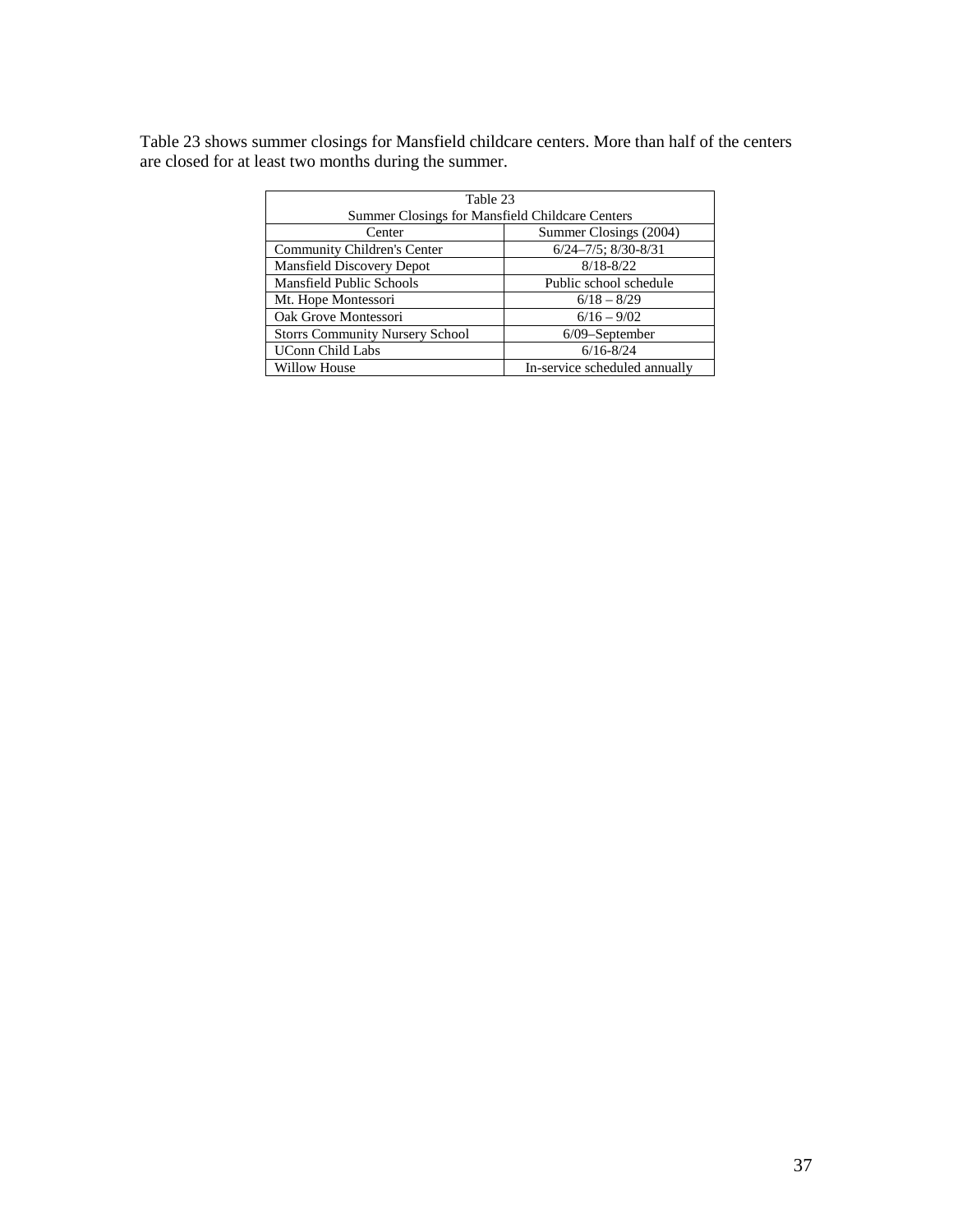Table 23 shows summer closings for Mansfield childcare centers. More than half of the centers are closed for at least two months during the summer.

Table 23
Summer Closings for Mansfield Childcare Centers

| Center | Summer Closings (2004) |
|---|---|
| Community Children's Center | 6/24–7/5; 8/30-8/31 |
| Mansfield Discovery Depot | 8/18-8/22 |
| Mansfield Public Schools | Public school schedule |
| Mt. Hope Montessori | 6/18 – 8/29 |
| Oak Grove Montessori | 6/16 – 9/02 |
| Storrs Community Nursery School | 6/09–September |
| UConn Child Labs | 6/16-8/24 |
| Willow House | In-service scheduled annually |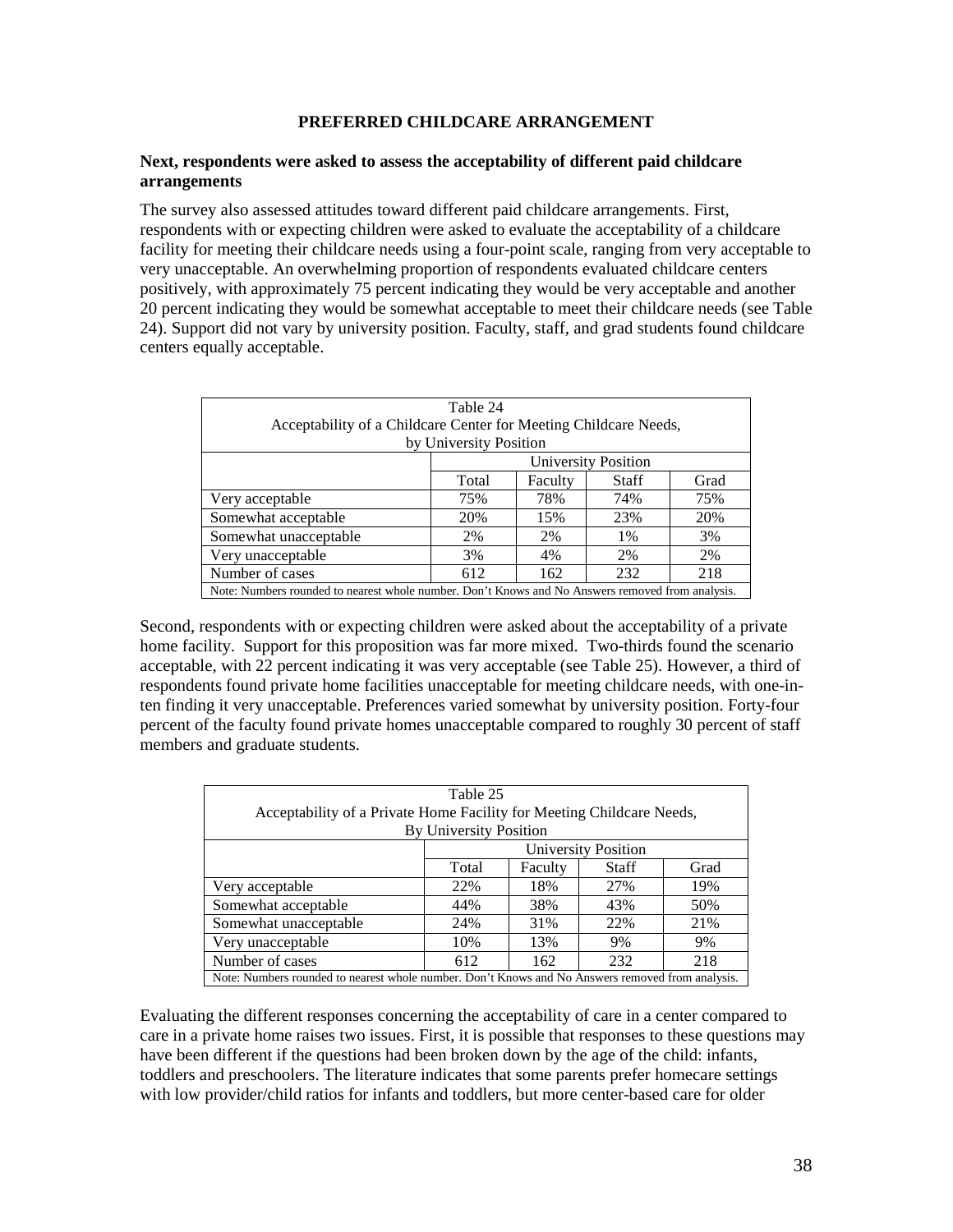# PREFERRED CHILDCARE ARRANGEMENT

**Next, respondents were asked to assess the acceptability of different paid childcare arrangements**

The survey also assessed attitudes toward different paid childcare arrangements. First, respondents with or expecting children were asked to evaluate the acceptability of a childcare facility for meeting their childcare needs using a four-point scale, ranging from very acceptable to very unacceptable. An overwhelming proportion of respondents evaluated childcare centers positively, with approximately 75 percent indicating they would be very acceptable and another 20 percent indicating they would be somewhat acceptable to meet their childcare needs (see Table 24). Support did not vary by university position. Faculty, staff, and grad students found childcare centers equally acceptable.

Table 24
Acceptability of a Childcare Center for Meeting Childcare Needs, by University Position

| | University Position | | | |
|---|---|---|---|---|
| | Total | Faculty | Staff | Grad |
| Very acceptable | 75% | 78% | 74% | 75% |
| Somewhat acceptable | 20% | 15% | 23% | 20% |
| Somewhat unacceptable | 2% | 2% | 1% | 3% |
| Very unacceptable | 3% | 4% | 2% | 2% |
| Number of cases | 612 | 162 | 232 | 218 |

Note: Numbers rounded to nearest whole number. Don't Knows and No Answers removed from analysis.

Second, respondents with or expecting children were asked about the acceptability of a private home facility. Support for this proposition was far more mixed. Two-thirds found the scenario acceptable, with 22 percent indicating it was very acceptable (see Table 25). However, a third of respondents found private home facilities unacceptable for meeting childcare needs, with one-in-ten finding it very unacceptable. Preferences varied somewhat by university position. Forty-four percent of the faculty found private homes unacceptable compared to roughly 30 percent of staff members and graduate students.

Table 25
Acceptability of a Private Home Facility for Meeting Childcare Needs, By University Position

| | University Position | | | |
|---|---|---|---|---|
| | Total | Faculty | Staff | Grad |
| Very acceptable | 22% | 18% | 27% | 19% |
| Somewhat acceptable | 44% | 38% | 43% | 50% |
| Somewhat unacceptable | 24% | 31% | 22% | 21% |
| Very unacceptable | 10% | 13% | 9% | 9% |
| Number of cases | 612 | 162 | 232 | 218 |

Note: Numbers rounded to nearest whole number. Don't Knows and No Answers removed from analysis.

Evaluating the different responses concerning the acceptability of care in a center compared to care in a private home raises two issues. First, it is possible that responses to these questions may have been different if the questions had been broken down by the age of the child: infants, toddlers and preschoolers. The literature indicates that some parents prefer homecare settings with low provider/child ratios for infants and toddlers, but more center-based care for older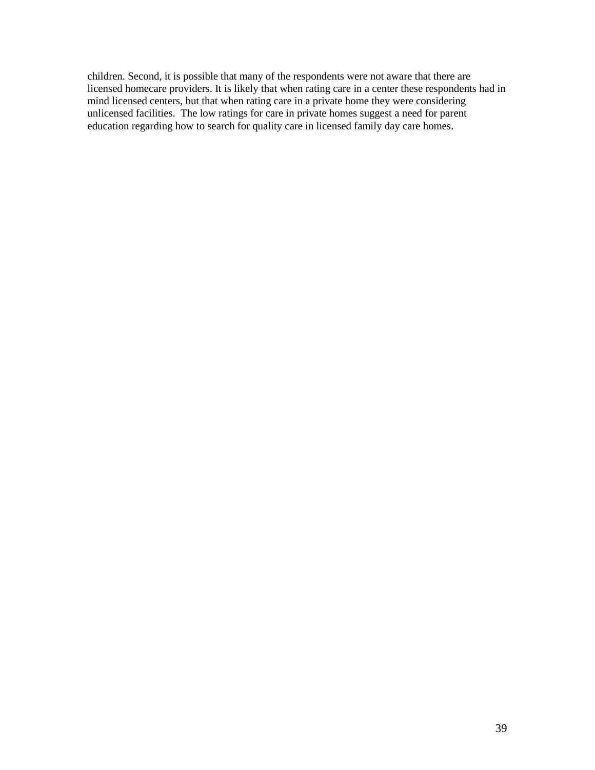children. Second, it is possible that many of the respondents were not aware that there are licensed homecare providers. It is likely that when rating care in a center these respondents had in mind licensed centers, but that when rating care in a private home they were considering unlicensed facilities. The low ratings for care in private homes suggest a need for parent education regarding how to search for quality care in licensed family day care homes.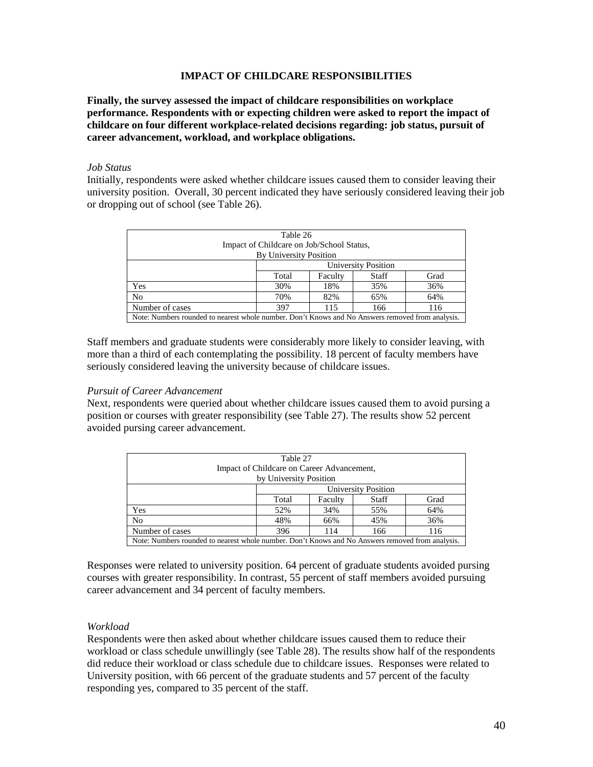## IMPACT OF CHILDCARE RESPONSIBILITIES

**Finally, the survey assessed the impact of childcare responsibilities on workplace performance. Respondents with or expecting children were asked to report the impact of childcare on four different workplace-related decisions regarding: job status, pursuit of career advancement, workload, and workplace obligations.**

*Job Status*

Initially, respondents were asked whether childcare issues caused them to consider leaving their university position. Overall, 30 percent indicated they have seriously considered leaving their job or dropping out of school (see Table 26).

Table 26
Impact of Childcare on Job/School Status,
By University Position

| | University Position | | | |
|---|---|---|---|---|
| | Total | Faculty | Staff | Grad |
| Yes | 30% | 18% | 35% | 36% |
| No | 70% | 82% | 65% | 64% |
| Number of cases | 397 | 115 | 166 | 116 |

Note: Numbers rounded to nearest whole number. Don't Knows and No Answers removed from analysis.

Staff members and graduate students were considerably more likely to consider leaving, with more than a third of each contemplating the possibility. 18 percent of faculty members have seriously considered leaving the university because of childcare issues.

*Pursuit of Career Advancement*

Next, respondents were queried about whether childcare issues caused them to avoid pursing a position or courses with greater responsibility (see Table 27). The results show 52 percent avoided pursing career advancement.

Table 27
Impact of Childcare on Career Advancement,
by University Position

| | University Position | | | |
|---|---|---|---|---|
| | Total | Faculty | Staff | Grad |
| Yes | 52% | 34% | 55% | 64% |
| No | 48% | 66% | 45% | 36% |
| Number of cases | 396 | 114 | 166 | 116 |

Note: Numbers rounded to nearest whole number. Don't Knows and No Answers removed from analysis.

Responses were related to university position. 64 percent of graduate students avoided pursing courses with greater responsibility. In contrast, 55 percent of staff members avoided pursuing career advancement and 34 percent of faculty members.

*Workload*

Respondents were then asked about whether childcare issues caused them to reduce their workload or class schedule unwillingly (see Table 28). The results show half of the respondents did reduce their workload or class schedule due to childcare issues. Responses were related to University position, with 66 percent of the graduate students and 57 percent of the faculty responding yes, compared to 35 percent of the staff.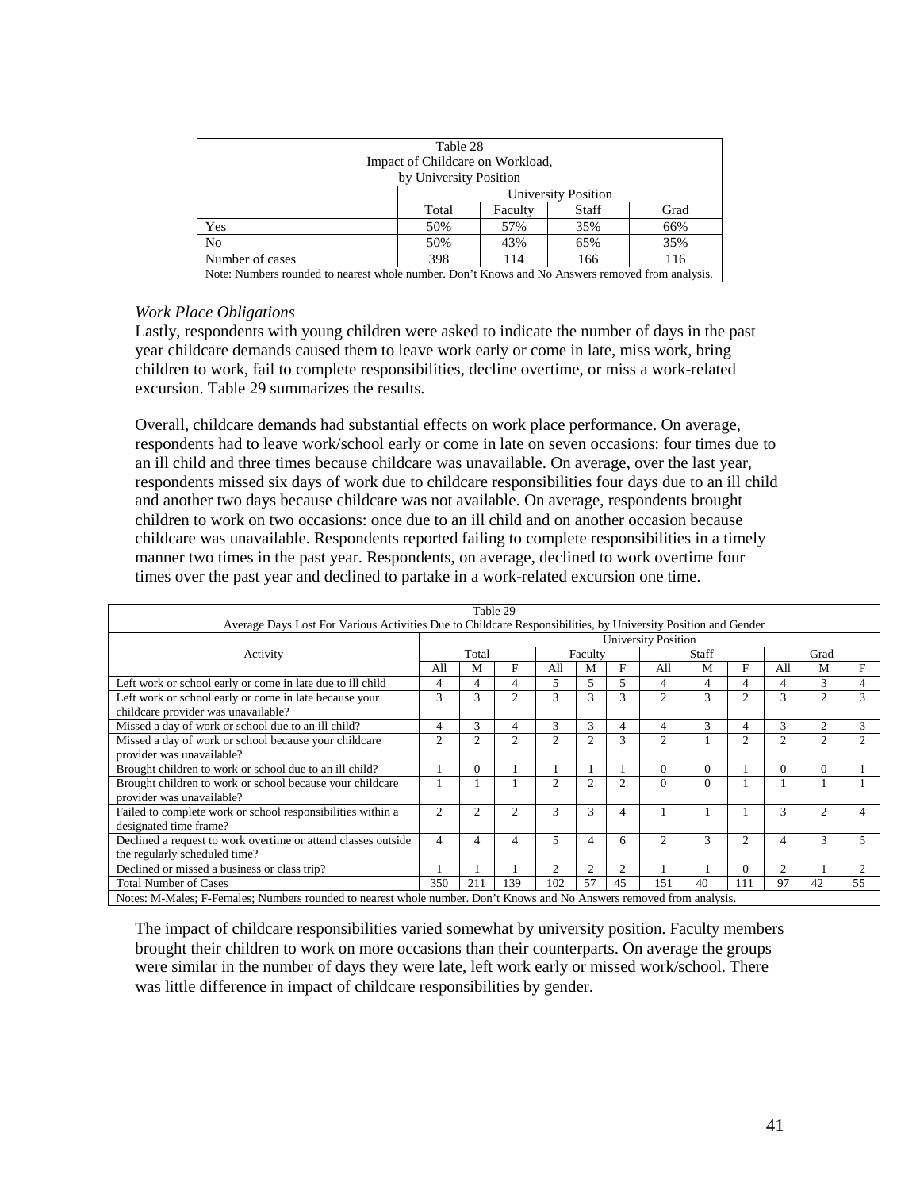| Table 28<br>Impact of Childcare on Workload,<br>by University Position | | | | |
|---|---|---|---|---|
| | University Position | | | |
| | Total | Faculty | Staff | Grad |
| Yes | 50% | 57% | 35% | 66% |
| No | 50% | 43% | 65% | 35% |
| Number of cases | 398 | 114 | 166 | 116 |
| Note: Numbers rounded to nearest whole number. Don't Knows and No Answers removed from analysis. | | | | |

*Work Place Obligations*

Lastly, respondents with young children were asked to indicate the number of days in the past year childcare demands caused them to leave work early or come in late, miss work, bring children to work, fail to complete responsibilities, decline overtime, or miss a work-related excursion. Table 29 summarizes the results.

Overall, childcare demands had substantial effects on work place performance. On average, respondents had to leave work/school early or come in late on seven occasions: four times due to an ill child and three times because childcare was unavailable. On average, over the last year, respondents missed six days of work due to childcare responsibilities four days due to an ill child and another two days because childcare was not available. On average, respondents brought children to work on two occasions: once due to an ill child and on another occasion because childcare was unavailable. Respondents reported failing to complete responsibilities in a timely manner two times in the past year. Respondents, on average, declined to work overtime four times over the past year and declined to partake in a work-related excursion one time.

| Table 29<br>Average Days Lost For Various Activities Due to Childcare Responsibilities, by University Position and Gender | | | | | | | | | | | | |
|---|---|---|---|---|---|---|---|---|---|---|---|---|
| | University Position | | | | | | | | | | | |
| Activity | Total | | | Faculty | | | Staff | | | Grad | | |
| | All | M | F | All | M | F | All | M | F | All | M | F |
| Left work or school early or come in late due to ill child | 4 | 4 | 4 | 5 | 5 | 5 | 4 | 4 | 4 | 4 | 3 | 4 |
| Left work or school early or come in late because your childcare provider was unavailable? | 3 | 3 | 2 | 3 | 3 | 3 | 2 | 3 | 2 | 3 | 2 | 3 |
| Missed a day of work or school due to an ill child? | 4 | 3 | 4 | 3 | 3 | 4 | 4 | 3 | 4 | 3 | 2 | 3 |
| Missed a day of work or school because your childcare provider was unavailable? | 2 | 2 | 2 | 2 | 2 | 3 | 2 | 1 | 2 | 2 | 2 | 2 |
| Brought children to work or school due to an ill child? | 1 | 0 | 1 | 1 | 1 | 1 | 0 | 0 | 1 | 0 | 0 | 1 |
| Brought children to work or school because your childcare provider was unavailable? | 1 | 1 | 1 | 2 | 2 | 2 | 0 | 0 | 1 | 1 | 1 | 1 |
| Failed to complete work or school responsibilities within a designated time frame? | 2 | 2 | 2 | 3 | 3 | 4 | 1 | 1 | 1 | 3 | 2 | 4 |
| Declined a request to work overtime or attend classes outside the regularly scheduled time? | 4 | 4 | 4 | 5 | 4 | 6 | 2 | 3 | 2 | 4 | 3 | 5 |
| Declined or missed a business or class trip? | 1 | 1 | 1 | 2 | 2 | 2 | 1 | 1 | 0 | 2 | 1 | 2 |
| Total Number of Cases | 350 | 211 | 139 | 102 | 57 | 45 | 151 | 40 | 111 | 97 | 42 | 55 |
| Notes: M-Males; F-Females; Numbers rounded to nearest whole number. Don't Knows and No Answers removed from analysis. | | | | | | | | | | | | |

The impact of childcare responsibilities varied somewhat by university position. Faculty members brought their children to work on more occasions than their counterparts. On average the groups were similar in the number of days they were late, left work early or missed work/school. There was little difference in impact of childcare responsibilities by gender.